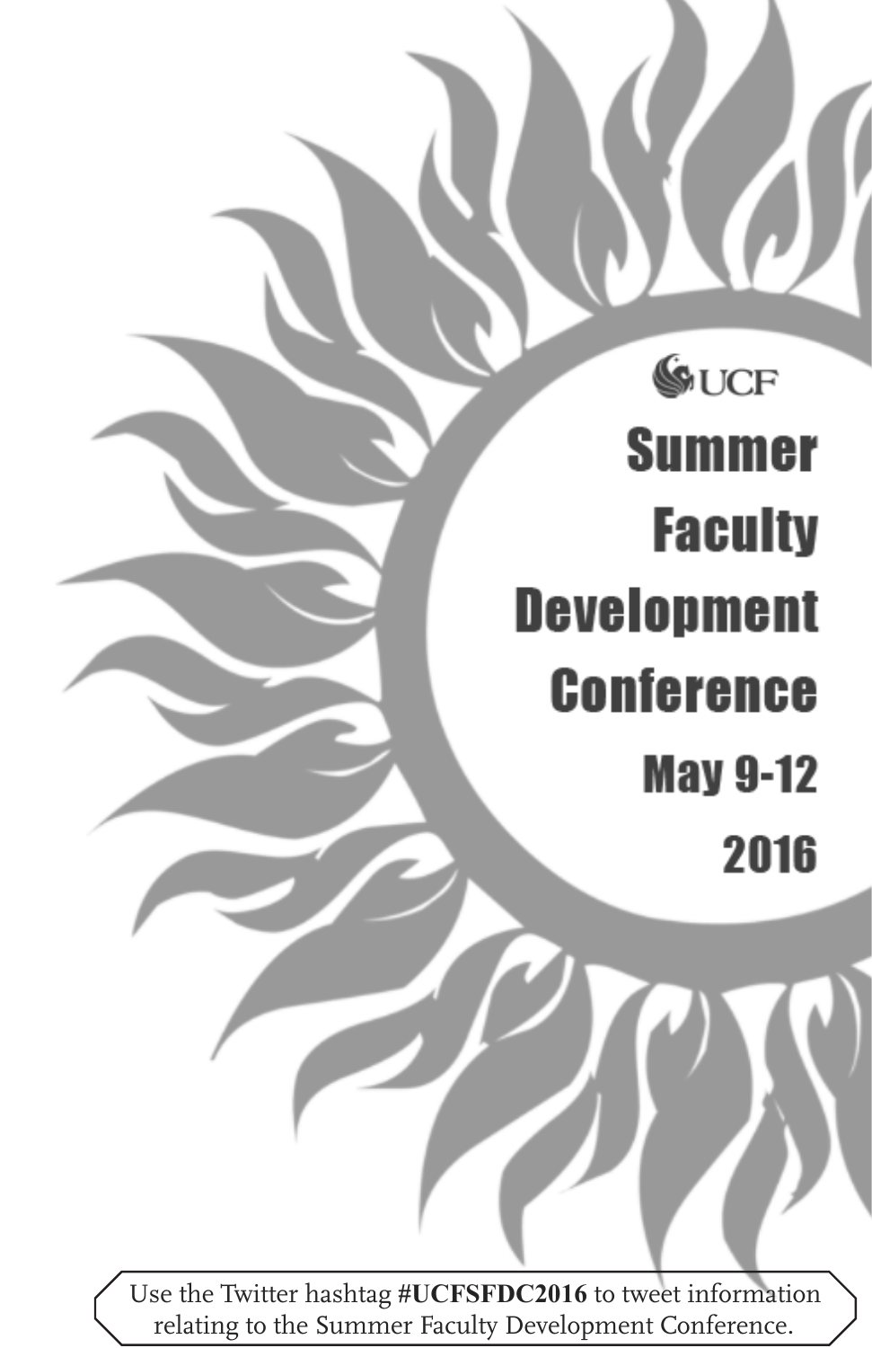UCF

# Summer Faculty Development Conference

**May 9-12**

**2016**

Use the Twitter hashtag **#UCFSFDC2016** to tweet information relating to the Summer Faculty Development Conference.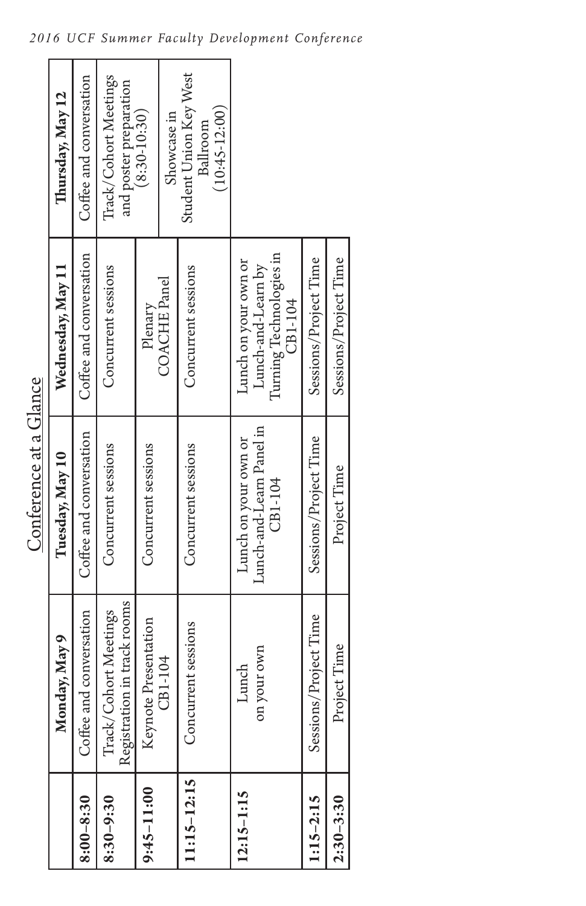## Conference at a Glance

| | Monday, May 9 | Tuesday, May 10 | Wednesday, May 11 | Thursday, May 12 |
|---|---|---|---|---|
| 8:00–8:30 | Coffee and conversation | Coffee and conversation | Coffee and conversation | Coffee and conversation |
| 8:30–9:30 | Track/Cohort Meetings Registration in track rooms | Concurrent sessions | Concurrent sessions | Track/Cohort Meetings and poster preparation (8:30-10:30) |
| 9:45–11:00 | Keynote Presentation CB1-104 | Concurrent sessions | Plenary COACHE Panel | Showcase in Student Union Key West Ballroom (10:45-12:00) |
| 11:15–12:15 | Concurrent sessions | Concurrent sessions | Concurrent sessions | |
| 12:15–1:15 | Lunch on your own | Lunch on your own or Lunch-and-Learn Panel in CB1-104 | Lunch on your own or Lunch-and-Learn by Turning Technologies in CB1-104 | |
| 1:15–2:15 | Sessions/Project Time | Sessions/Project Time | Sessions/Project Time | |
| 2:30–3:30 | Project Time | Project Time | Sessions/Project Time | |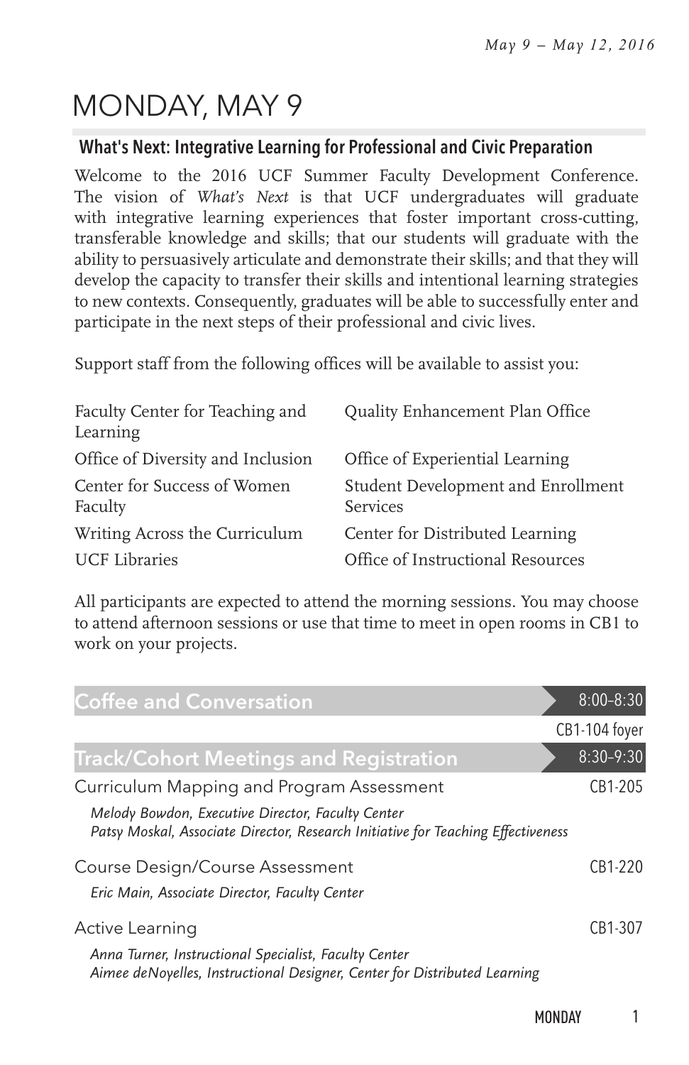# MONDAY, MAY 9

## What's Next: Integrative Learning for Professional and Civic Preparation

Welcome to the 2016 UCF Summer Faculty Development Conference. The vision of *What's Next* is that UCF undergraduates will graduate with integrative learning experiences that foster important cross-cutting, transferable knowledge and skills; that our students will graduate with the ability to persuasively articulate and demonstrate their skills; and that they will develop the capacity to transfer their skills and intentional learning strategies to new contexts. Consequently, graduates will be able to successfully enter and participate in the next steps of their professional and civic lives.

Support staff from the following offices will be available to assist you:

- Faculty Center for Teaching and Learning
- Quality Enhancement Plan Office
- Office of Diversity and Inclusion
- Office of Experiential Learning
- Center for Success of Women Faculty
- Student Development and Enrollment Services
- Writing Across the Curriculum
- Center for Distributed Learning
- UCF Libraries
- Office of Instructional Resources

All participants are expected to attend the morning sessions. You may choose to attend afternoon sessions or use that time to meet in open rooms in CB1 to work on your projects.

### Coffee and Conversation — 8:00–8:30

CB1-104 foyer

### Track/Cohort Meetings and Registration — 8:30–9:30

**Curriculum Mapping and Program Assessment** — CB1-205

*Melody Bowdon, Executive Director, Faculty Center*
*Patsy Moskal, Associate Director, Research Initiative for Teaching Effectiveness*

**Course Design/Course Assessment** — CB1-220

*Eric Main, Associate Director, Faculty Center*

**Active Learning** — CB1-307

*Anna Turner, Instructional Specialist, Faculty Center*
*Aimee deNoyelles, Instructional Designer, Center for Distributed Learning*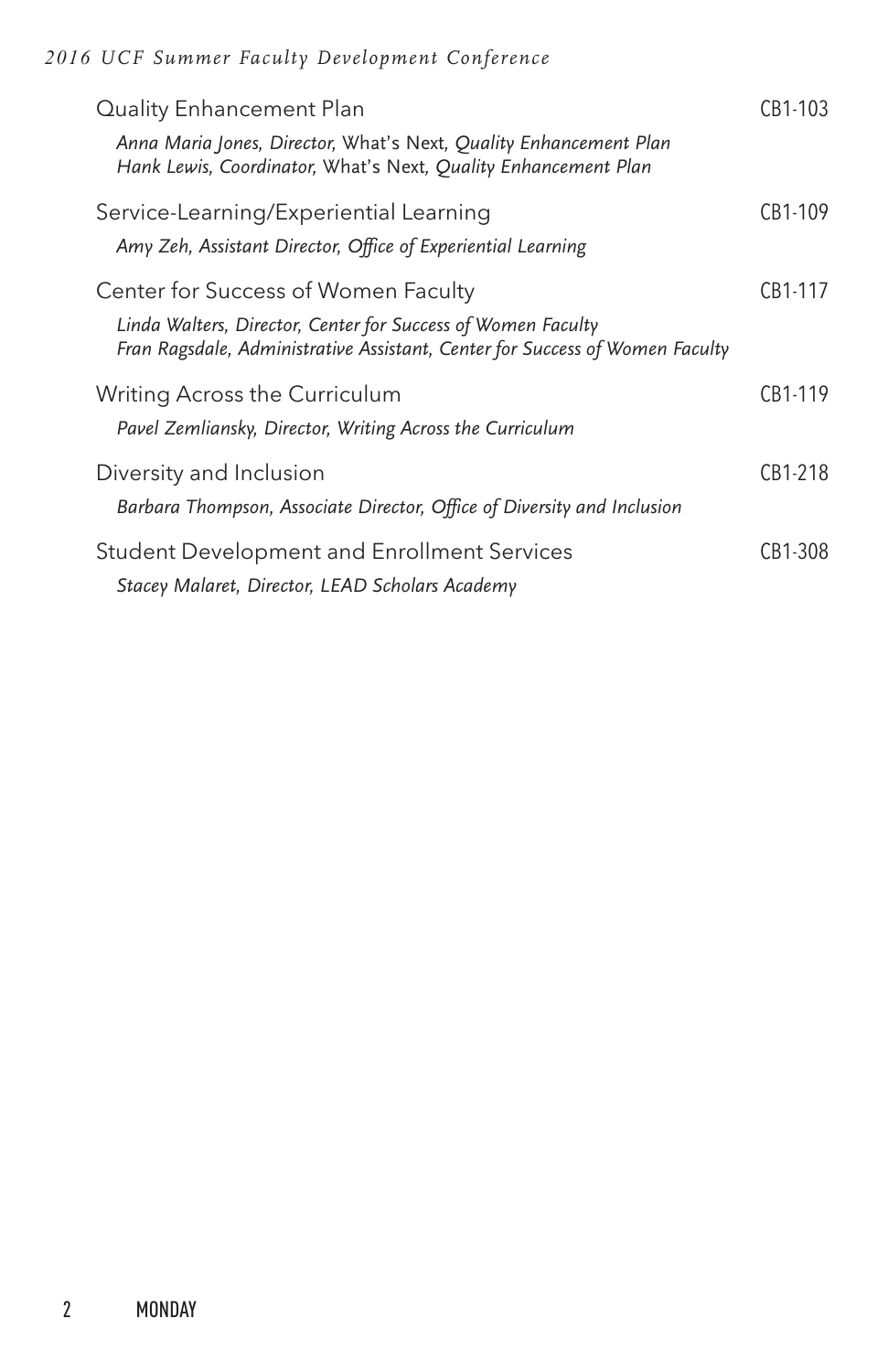| | |
|---|---|
| Quality Enhancement Plan<br>*Anna Maria Jones, Director,* What's Next, *Quality Enhancement Plan*<br>*Hank Lewis, Coordinator,* What's Next, *Quality Enhancement Plan* | CB1-103 |
| Service-Learning/Experiential Learning<br>*Amy Zeh, Assistant Director, Office of Experiential Learning* | CB1-109 |
| Center for Success of Women Faculty<br>*Linda Walters, Director, Center for Success of Women Faculty*<br>*Fran Ragsdale, Administrative Assistant, Center for Success of Women Faculty* | CB1-117 |
| Writing Across the Curriculum<br>*Pavel Zemliansky, Director, Writing Across the Curriculum* | CB1-119 |
| Diversity and Inclusion<br>*Barbara Thompson, Associate Director, Office of Diversity and Inclusion* | CB1-218 |
| Student Development and Enrollment Services<br>*Stacey Malaret, Director, LEAD Scholars Academy* | CB1-308 |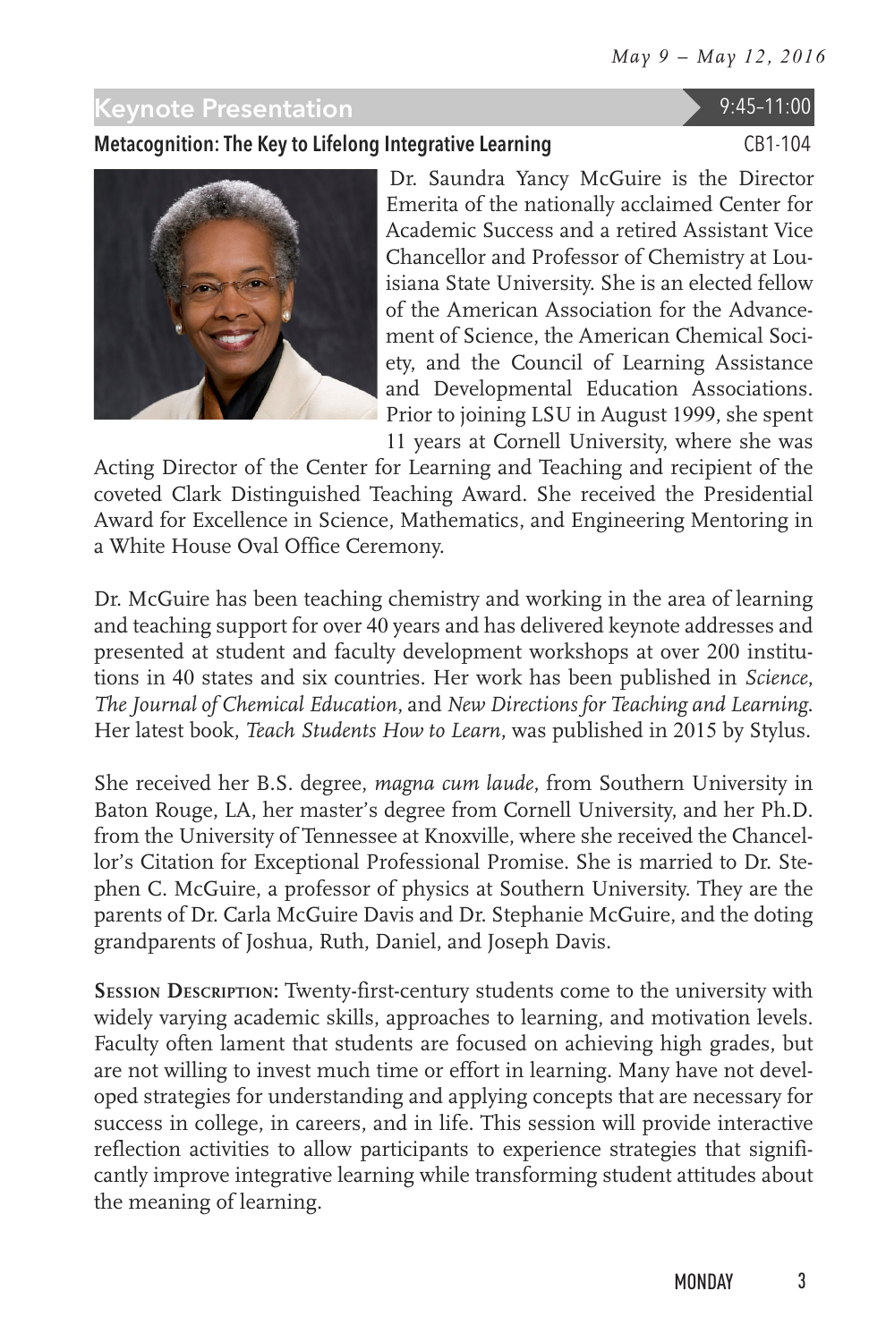## Keynote Presentation

9:45–11:00

### Metacognition: The Key to Lifelong Integrative Learning

CB1-104

Dr. Saundra Yancy McGuire is the Director Emerita of the nationally acclaimed Center for Academic Success and a retired Assistant Vice Chancellor and Professor of Chemistry at Louisiana State University. She is an elected fellow of the American Association for the Advancement of Science, the American Chemical Society, and the Council of Learning Assistance and Developmental Education Associations. Prior to joining LSU in August 1999, she spent 11 years at Cornell University, where she was Acting Director of the Center for Learning and Teaching and recipient of the coveted Clark Distinguished Teaching Award. She received the Presidential Award for Excellence in Science, Mathematics, and Engineering Mentoring in a White House Oval Office Ceremony.

Dr. McGuire has been teaching chemistry and working in the area of learning and teaching support for over 40 years and has delivered keynote addresses and presented at student and faculty development workshops at over 200 institutions in 40 states and six countries. Her work has been published in *Science*, *The Journal of Chemical Education*, and *New Directions for Teaching and Learning*. Her latest book, *Teach Students How to Learn*, was published in 2015 by Stylus.

She received her B.S. degree, *magna cum laude*, from Southern University in Baton Rouge, LA, her master's degree from Cornell University, and her Ph.D. from the University of Tennessee at Knoxville, where she received the Chancellor's Citation for Exceptional Professional Promise. She is married to Dr. Stephen C. McGuire, a professor of physics at Southern University. They are the parents of Dr. Carla McGuire Davis and Dr. Stephanie McGuire, and the doting grandparents of Joshua, Ruth, Daniel, and Joseph Davis.

**Session Description:** Twenty-first-century students come to the university with widely varying academic skills, approaches to learning, and motivation levels. Faculty often lament that students are focused on achieving high grades, but are not willing to invest much time or effort in learning. Many have not developed strategies for understanding and applying concepts that are necessary for success in college, in careers, and in life. This session will provide interactive reflection activities to allow participants to experience strategies that significantly improve integrative learning while transforming student attitudes about the meaning of learning.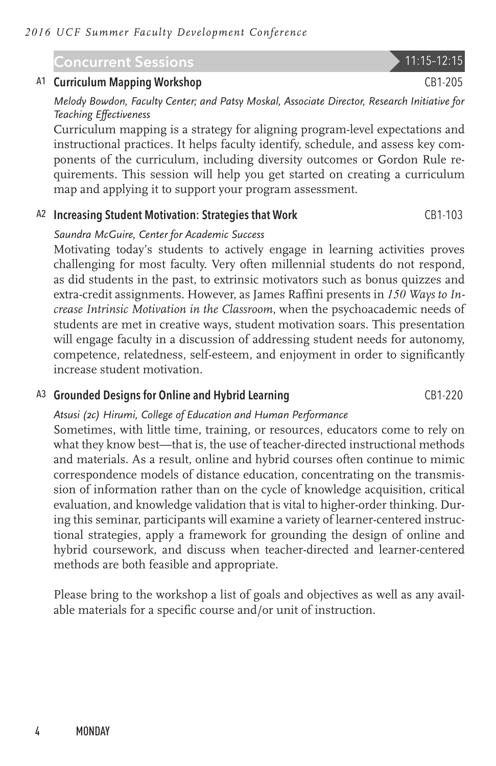## Concurrent Sessions 11:15–12:15

### A1 Curriculum Mapping Workshop CB1-205

*Melody Bowdon, Faculty Center; and Patsy Moskal, Associate Director, Research Initiative for Teaching Effectiveness*

Curriculum mapping is a strategy for aligning program-level expectations and instructional practices. It helps faculty identify, schedule, and assess key components of the curriculum, including diversity outcomes or Gordon Rule requirements. This session will help you get started on creating a curriculum map and applying it to support your program assessment.

### A2 Increasing Student Motivation: Strategies that Work CB1-103

*Saundra McGuire, Center for Academic Success*

Motivating today's students to actively engage in learning activities proves challenging for most faculty. Very often millennial students do not respond, as did students in the past, to extrinsic motivators such as bonus quizzes and extra-credit assignments. However, as James Raffini presents in *150 Ways to Increase Intrinsic Motivation in the Classroom*, when the psychoacademic needs of students are met in creative ways, student motivation soars. This presentation will engage faculty in a discussion of addressing student needs for autonomy, competence, relatedness, self-esteem, and enjoyment in order to significantly increase student motivation.

### A3 Grounded Designs for Online and Hybrid Learning CB1-220

*Atsusi (2c) Hirumi, College of Education and Human Performance*

Sometimes, with little time, training, or resources, educators come to rely on what they know best—that is, the use of teacher-directed instructional methods and materials. As a result, online and hybrid courses often continue to mimic correspondence models of distance education, concentrating on the transmission of information rather than on the cycle of knowledge acquisition, critical evaluation, and knowledge validation that is vital to higher-order thinking. During this seminar, participants will examine a variety of learner-centered instructional strategies, apply a framework for grounding the design of online and hybrid coursework, and discuss when teacher-directed and learner-centered methods are both feasible and appropriate.

Please bring to the workshop a list of goals and objectives as well as any available materials for a specific course and/or unit of instruction.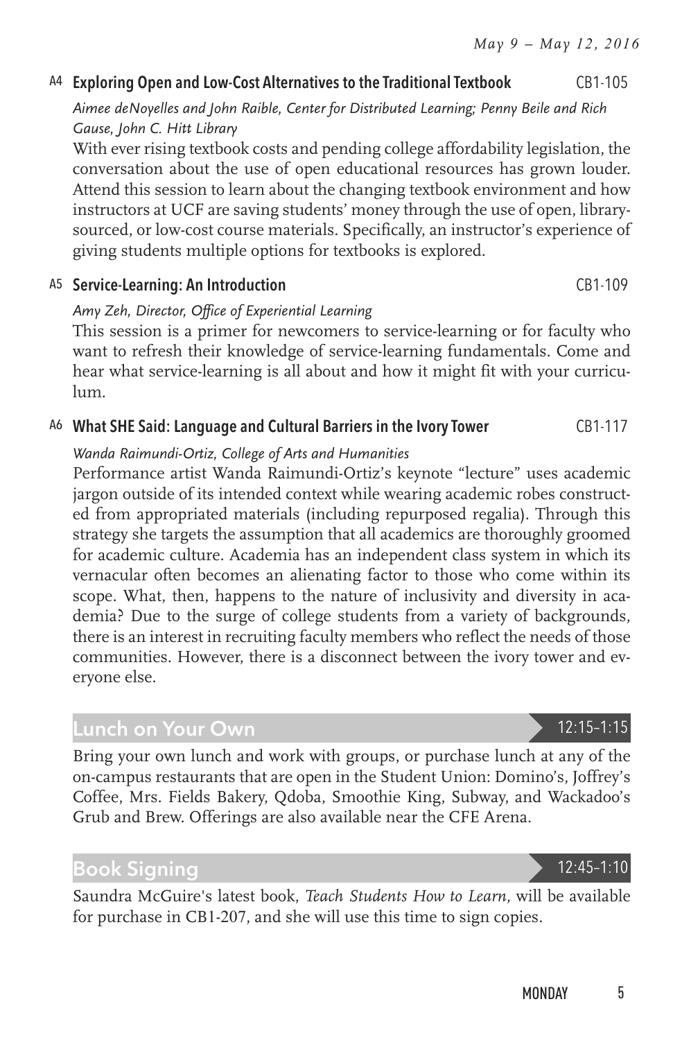### A4 Exploring Open and Low-Cost Alternatives to the Traditional Textbook — CB1-105

*Aimee deNoyelles and John Raible, Center for Distributed Learning; Penny Beile and Rich Gause, John C. Hitt Library*

With ever rising textbook costs and pending college affordability legislation, the conversation about the use of open educational resources has grown louder. Attend this session to learn about the changing textbook environment and how instructors at UCF are saving students' money through the use of open, library-sourced, or low-cost course materials. Specifically, an instructor's experience of giving students multiple options for textbooks is explored.

### A5 Service-Learning: An Introduction — CB1-109

*Amy Zeh, Director, Office of Experiential Learning*

This session is a primer for newcomers to service-learning or for faculty who want to refresh their knowledge of service-learning fundamentals. Come and hear what service-learning is all about and how it might fit with your curriculum.

### A6 What SHE Said: Language and Cultural Barriers in the Ivory Tower — CB1-117

*Wanda Raimundi-Ortiz, College of Arts and Humanities*

Performance artist Wanda Raimundi-Ortiz's keynote "lecture" uses academic jargon outside of its intended context while wearing academic robes constructed from appropriated materials (including repurposed regalia). Through this strategy she targets the assumption that all academics are thoroughly groomed for academic culture. Academia has an independent class system in which its vernacular often becomes an alienating factor to those who come within its scope. What, then, happens to the nature of inclusivity and diversity in academia? Due to the surge of college students from a variety of backgrounds, there is an interest in recruiting faculty members who reflect the needs of those communities. However, there is a disconnect between the ivory tower and everyone else.

## Lunch on Your Own — 12:15–1:15

Bring your own lunch and work with groups, or purchase lunch at any of the on-campus restaurants that are open in the Student Union: Domino's, Joffrey's Coffee, Mrs. Fields Bakery, Qdoba, Smoothie King, Subway, and Wackadoo's Grub and Brew. Offerings are also available near the CFE Arena.

## Book Signing — 12:45–1:10

Saundra McGuire's latest book, *Teach Students How to Learn*, will be available for purchase in CB1-207, and she will use this time to sign copies.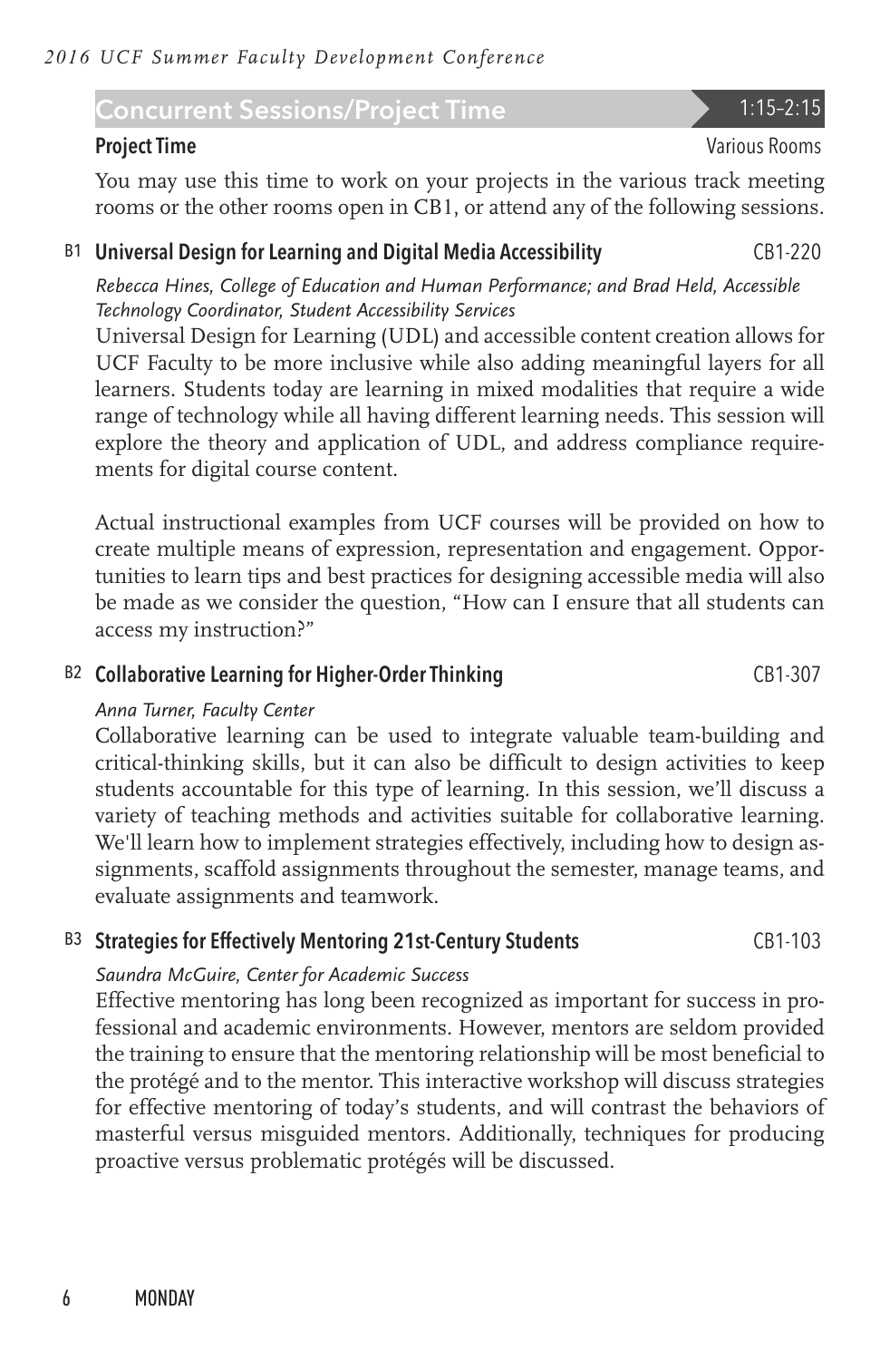## Concurrent Sessions/Project Time — 1:15–2:15

### Project Time — Various Rooms

You may use this time to work on your projects in the various track meeting rooms or the other rooms open in CB1, or attend any of the following sessions.

### B1 Universal Design for Learning and Digital Media Accessibility — CB1-220

*Rebecca Hines, College of Education and Human Performance; and Brad Held, Accessible Technology Coordinator, Student Accessibility Services*

Universal Design for Learning (UDL) and accessible content creation allows for UCF Faculty to be more inclusive while also adding meaningful layers for all learners. Students today are learning in mixed modalities that require a wide range of technology while all having different learning needs. This session will explore the theory and application of UDL, and address compliance requirements for digital course content.

Actual instructional examples from UCF courses will be provided on how to create multiple means of expression, representation and engagement. Opportunities to learn tips and best practices for designing accessible media will also be made as we consider the question, "How can I ensure that all students can access my instruction?"

### B2 Collaborative Learning for Higher-Order Thinking — CB1-307

*Anna Turner, Faculty Center*

Collaborative learning can be used to integrate valuable team-building and critical-thinking skills, but it can also be difficult to design activities to keep students accountable for this type of learning. In this session, we'll discuss a variety of teaching methods and activities suitable for collaborative learning. We'll learn how to implement strategies effectively, including how to design assignments, scaffold assignments throughout the semester, manage teams, and evaluate assignments and teamwork.

### B3 Strategies for Effectively Mentoring 21st-Century Students — CB1-103

*Saundra McGuire, Center for Academic Success*

Effective mentoring has long been recognized as important for success in professional and academic environments. However, mentors are seldom provided the training to ensure that the mentoring relationship will be most beneficial to the protégé and to the mentor. This interactive workshop will discuss strategies for effective mentoring of today's students, and will contrast the behaviors of masterful versus misguided mentors. Additionally, techniques for producing proactive versus problematic protégés will be discussed.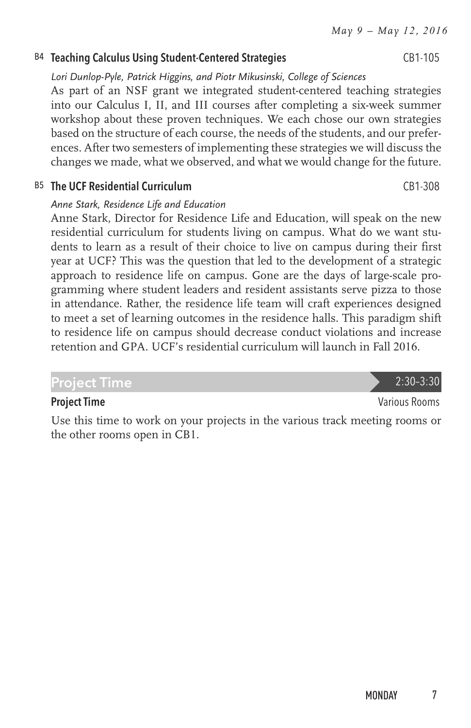### B4 Teaching Calculus Using Student-Centered Strategies — CB1-105

*Lori Dunlop-Pyle, Patrick Higgins, and Piotr Mikusinski, College of Sciences*

As part of an NSF grant we integrated student-centered teaching strategies into our Calculus I, II, and III courses after completing a six-week summer workshop about these proven techniques. We each chose our own strategies based on the structure of each course, the needs of the students, and our preferences. After two semesters of implementing these strategies we will discuss the changes we made, what we observed, and what we would change for the future.

### B5 The UCF Residential Curriculum — CB1-308

*Anne Stark, Residence Life and Education*

Anne Stark, Director for Residence Life and Education, will speak on the new residential curriculum for students living on campus. What do we want students to learn as a result of their choice to live on campus during their first year at UCF? This was the question that led to the development of a strategic approach to residence life on campus. Gone are the days of large-scale programming where student leaders and resident assistants serve pizza to those in attendance. Rather, the residence life team will craft experiences designed to meet a set of learning outcomes in the residence halls. This paradigm shift to residence life on campus should decrease conduct violations and increase retention and GPA. UCF's residential curriculum will launch in Fall 2016.

## Project Time — 2:30–3:30

### Project Time — Various Rooms

Use this time to work on your projects in the various track meeting rooms or the other rooms open in CB1.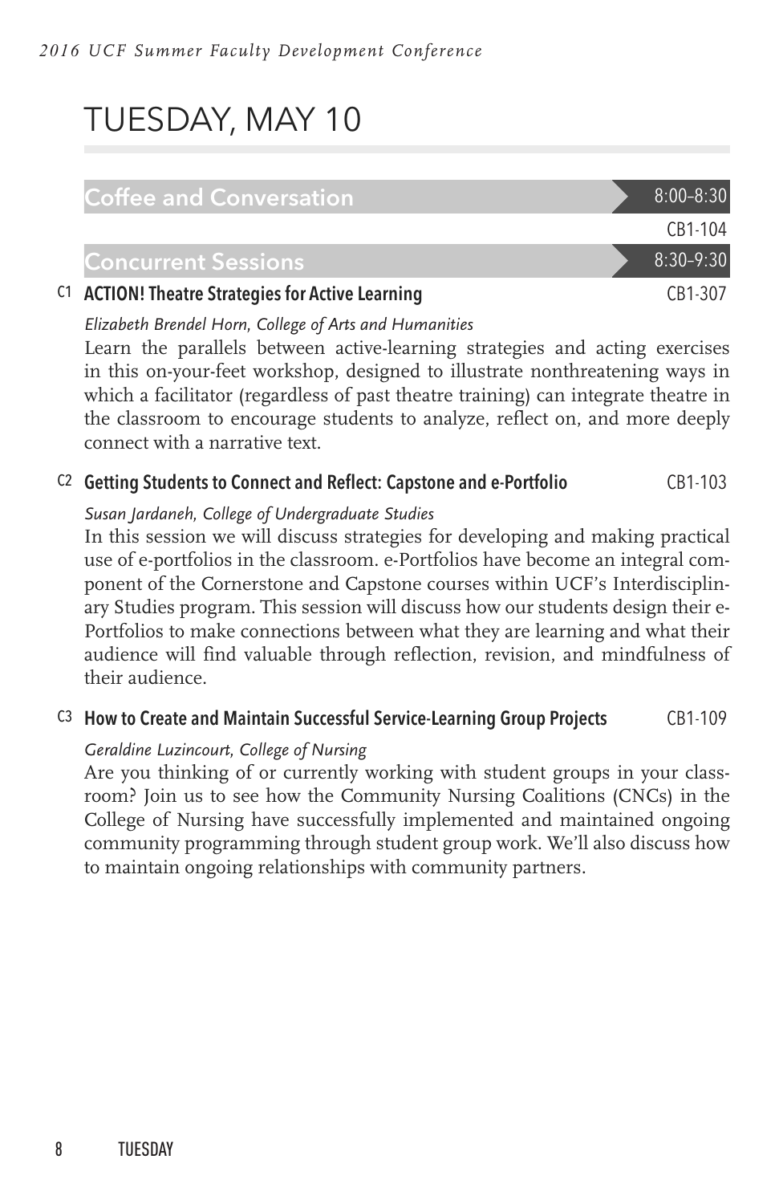# TUESDAY, MAY 10

## Coffee and Conversation

8:00–8:30

CB1-104

## Concurrent Sessions

8:30–9:30

### C1 ACTION! Theatre Strategies for Active Learning

CB1-307

*Elizabeth Brendel Horn, College of Arts and Humanities*

Learn the parallels between active-learning strategies and acting exercises in this on-your-feet workshop, designed to illustrate nonthreatening ways in which a facilitator (regardless of past theatre training) can integrate theatre in the classroom to encourage students to analyze, reflect on, and more deeply connect with a narrative text.

### C2 Getting Students to Connect and Reflect: Capstone and e-Portfolio

CB1-103

*Susan Jardaneh, College of Undergraduate Studies*

In this session we will discuss strategies for developing and making practical use of e-portfolios in the classroom. e-Portfolios have become an integral component of the Cornerstone and Capstone courses within UCF's Interdisciplinary Studies program. This session will discuss how our students design their e-Portfolios to make connections between what they are learning and what their audience will find valuable through reflection, revision, and mindfulness of their audience.

### C3 How to Create and Maintain Successful Service-Learning Group Projects

CB1-109

*Geraldine Luzincourt, College of Nursing*

Are you thinking of or currently working with student groups in your classroom? Join us to see how the Community Nursing Coalitions (CNCs) in the College of Nursing have successfully implemented and maintained ongoing community programming through student group work. We'll also discuss how to maintain ongoing relationships with community partners.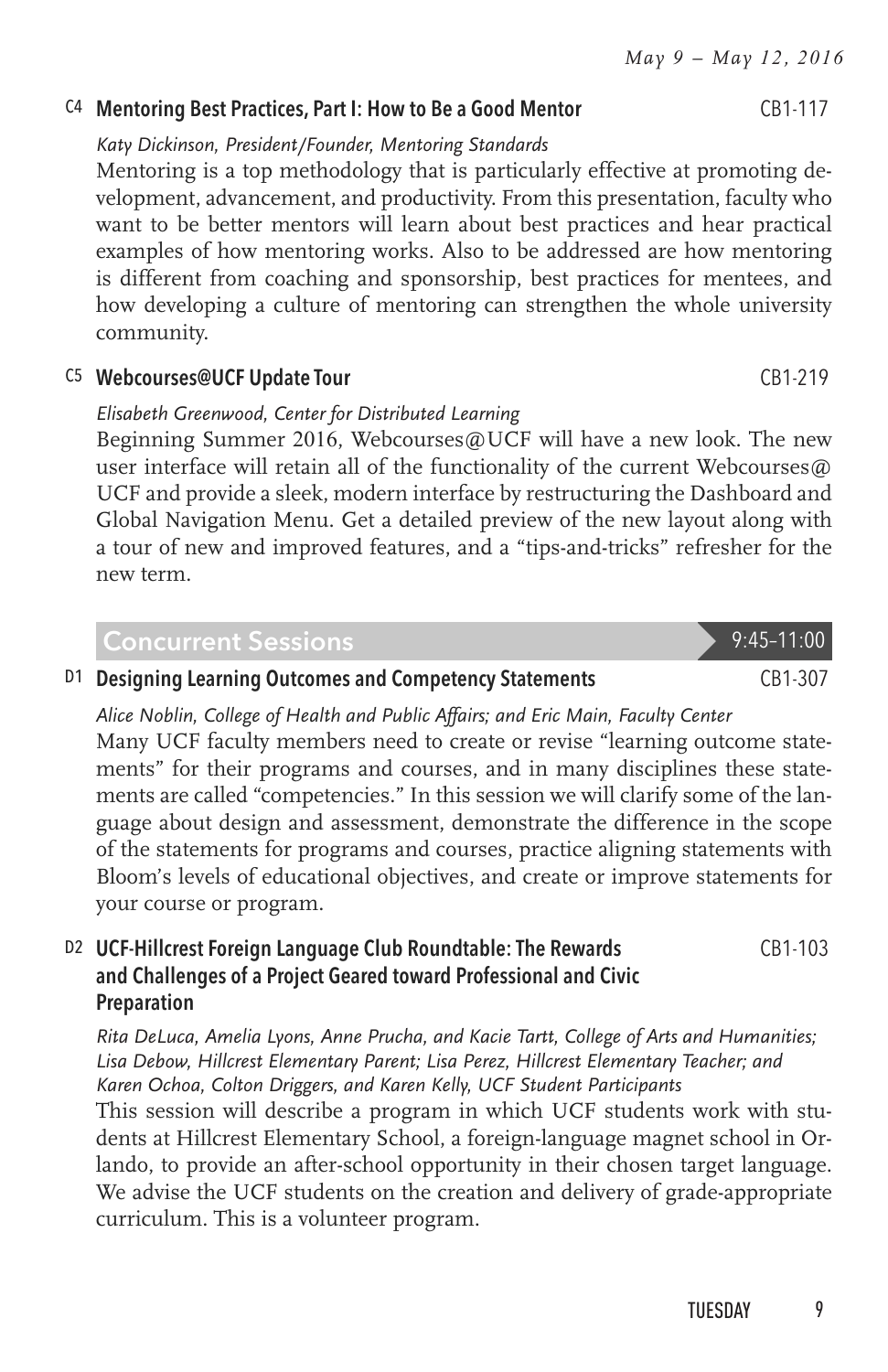### C4 Mentoring Best Practices, Part I: How to Be a Good Mentor — CB1-117

*Katy Dickinson, President/Founder, Mentoring Standards*

Mentoring is a top methodology that is particularly effective at promoting development, advancement, and productivity. From this presentation, faculty who want to be better mentors will learn about best practices and hear practical examples of how mentoring works. Also to be addressed are how mentoring is different from coaching and sponsorship, best practices for mentees, and how developing a culture of mentoring can strengthen the whole university community.

### C5 Webcourses@UCF Update Tour — CB1-219

*Elisabeth Greenwood, Center for Distributed Learning*

Beginning Summer 2016, Webcourses@UCF will have a new look. The new user interface will retain all of the functionality of the current Webcourses@UCF and provide a sleek, modern interface by restructuring the Dashboard and Global Navigation Menu. Get a detailed preview of the new layout along with a tour of new and improved features, and a "tips-and-tricks" refresher for the new term.

## Concurrent Sessions — 9:45–11:00

### D1 Designing Learning Outcomes and Competency Statements — CB1-307

*Alice Noblin, College of Health and Public Affairs; and Eric Main, Faculty Center*

Many UCF faculty members need to create or revise "learning outcome statements" for their programs and courses, and in many disciplines these statements are called "competencies." In this session we will clarify some of the language about design and assessment, demonstrate the difference in the scope of the statements for programs and courses, practice aligning statements with Bloom's levels of educational objectives, and create or improve statements for your course or program.

### D2 UCF-Hillcrest Foreign Language Club Roundtable: The Rewards and Challenges of a Project Geared toward Professional and Civic Preparation — CB1-103

*Rita DeLuca, Amelia Lyons, Anne Prucha, and Kacie Tartt, College of Arts and Humanities; Lisa Debow, Hillcrest Elementary Parent; Lisa Perez, Hillcrest Elementary Teacher; and Karen Ochoa, Colton Driggers, and Karen Kelly, UCF Student Participants*

This session will describe a program in which UCF students work with students at Hillcrest Elementary School, a foreign-language magnet school in Orlando, to provide an after-school opportunity in their chosen target language. We advise the UCF students on the creation and delivery of grade-appropriate curriculum. This is a volunteer program.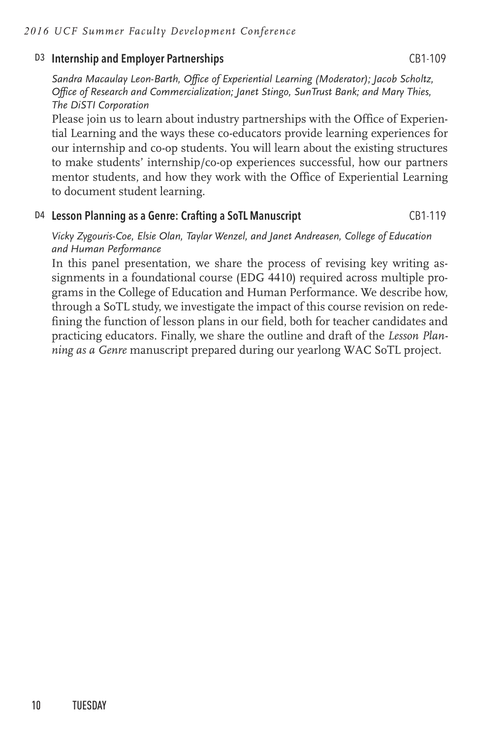### D3 Internship and Employer Partnerships CB1-109

*Sandra Macaulay Leon-Barth, Office of Experiential Learning (Moderator); Jacob Scholtz, Office of Research and Commercialization; Janet Stingo, SunTrust Bank; and Mary Thies, The DiSTI Corporation*

Please join us to learn about industry partnerships with the Office of Experiential Learning and the ways these co-educators provide learning experiences for our internship and co-op students. You will learn about the existing structures to make students' internship/co-op experiences successful, how our partners mentor students, and how they work with the Office of Experiential Learning to document student learning.

### D4 Lesson Planning as a Genre: Crafting a SoTL Manuscript CB1-119

*Vicky Zygouris-Coe, Elsie Olan, Taylar Wenzel, and Janet Andreasen, College of Education and Human Performance*

In this panel presentation, we share the process of revising key writing assignments in a foundational course (EDG 4410) required across multiple programs in the College of Education and Human Performance. We describe how, through a SoTL study, we investigate the impact of this course revision on redefining the function of lesson plans in our field, both for teacher candidates and practicing educators. Finally, we share the outline and draft of the *Lesson Planning as a Genre* manuscript prepared during our yearlong WAC SoTL project.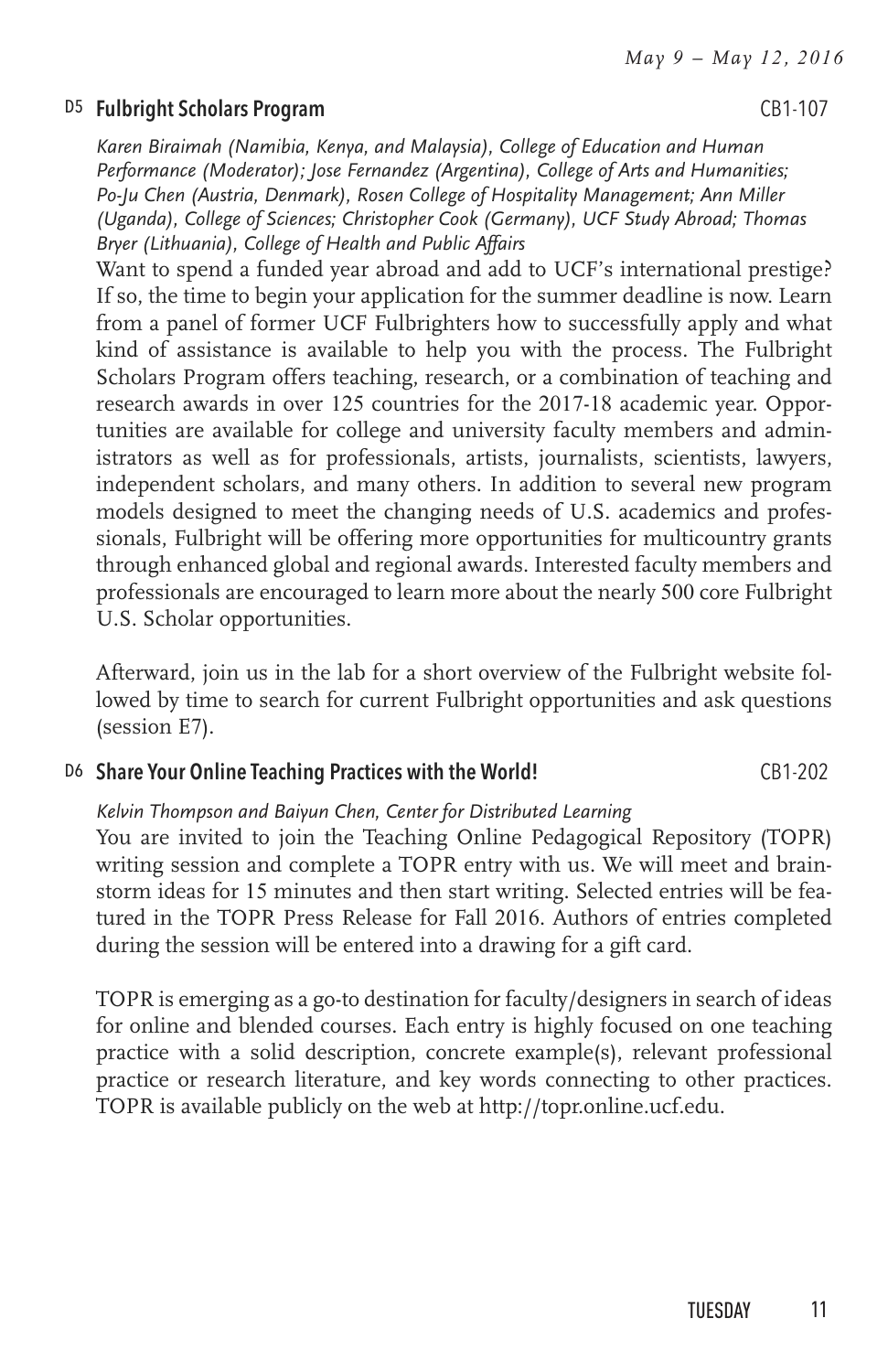### D5 Fulbright Scholars Program CB1-107

*Karen Biraimah (Namibia, Kenya, and Malaysia), College of Education and Human Performance (Moderator); Jose Fernandez (Argentina), College of Arts and Humanities; Po-Ju Chen (Austria, Denmark), Rosen College of Hospitality Management; Ann Miller (Uganda), College of Sciences; Christopher Cook (Germany), UCF Study Abroad; Thomas Bryer (Lithuania), College of Health and Public Affairs*

Want to spend a funded year abroad and add to UCF's international prestige? If so, the time to begin your application for the summer deadline is now. Learn from a panel of former UCF Fulbrighters how to successfully apply and what kind of assistance is available to help you with the process. The Fulbright Scholars Program offers teaching, research, or a combination of teaching and research awards in over 125 countries for the 2017-18 academic year. Opportunities are available for college and university faculty members and administrators as well as for professionals, artists, journalists, scientists, lawyers, independent scholars, and many others. In addition to several new program models designed to meet the changing needs of U.S. academics and professionals, Fulbright will be offering more opportunities for multicountry grants through enhanced global and regional awards. Interested faculty members and professionals are encouraged to learn more about the nearly 500 core Fulbright U.S. Scholar opportunities.

Afterward, join us in the lab for a short overview of the Fulbright website followed by time to search for current Fulbright opportunities and ask questions (session E7).

### D6 Share Your Online Teaching Practices with the World! CB1-202

*Kelvin Thompson and Baiyun Chen, Center for Distributed Learning*

You are invited to join the Teaching Online Pedagogical Repository (TOPR) writing session and complete a TOPR entry with us. We will meet and brainstorm ideas for 15 minutes and then start writing. Selected entries will be featured in the TOPR Press Release for Fall 2016. Authors of entries completed during the session will be entered into a drawing for a gift card.

TOPR is emerging as a go-to destination for faculty/designers in search of ideas for online and blended courses. Each entry is highly focused on one teaching practice with a solid description, concrete example(s), relevant professional practice or research literature, and key words connecting to other practices. TOPR is available publicly on the web at http://topr.online.ucf.edu.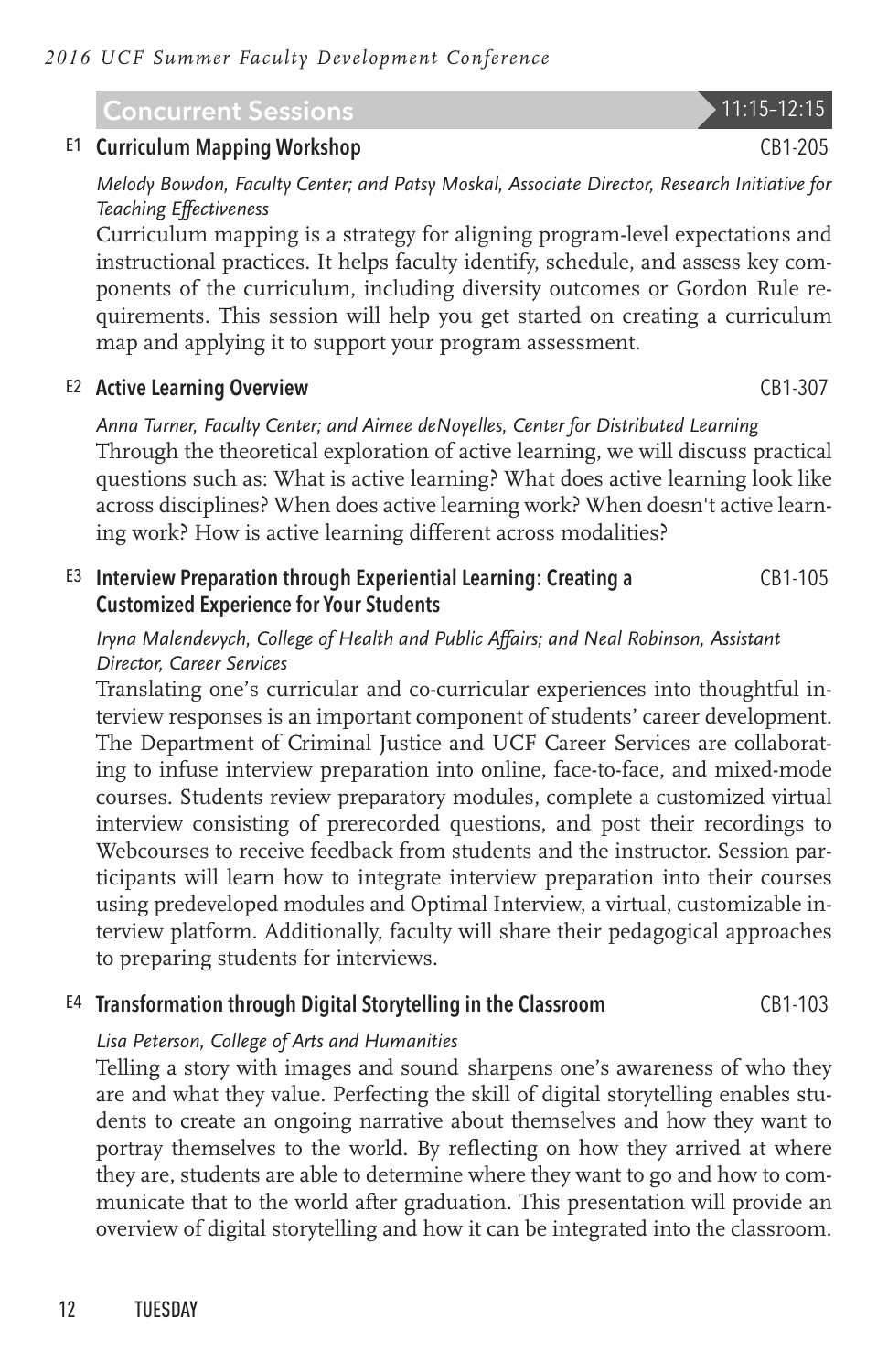## Concurrent Sessions 11:15–12:15

### E1 Curriculum Mapping Workshop — CB1-205

*Melody Bowdon, Faculty Center; and Patsy Moskal, Associate Director, Research Initiative for Teaching Effectiveness*

Curriculum mapping is a strategy for aligning program-level expectations and instructional practices. It helps faculty identify, schedule, and assess key components of the curriculum, including diversity outcomes or Gordon Rule requirements. This session will help you get started on creating a curriculum map and applying it to support your program assessment.

### E2 Active Learning Overview — CB1-307

*Anna Turner, Faculty Center; and Aimee deNoyelles, Center for Distributed Learning*

Through the theoretical exploration of active learning, we will discuss practical questions such as: What is active learning? What does active learning look like across disciplines? When does active learning work? When doesn't active learning work? How is active learning different across modalities?

### E3 Interview Preparation through Experiential Learning: Creating a Customized Experience for Your Students — CB1-105

*Iryna Malendevych, College of Health and Public Affairs; and Neal Robinson, Assistant Director, Career Services*

Translating one's curricular and co-curricular experiences into thoughtful interview responses is an important component of students' career development. The Department of Criminal Justice and UCF Career Services are collaborating to infuse interview preparation into online, face-to-face, and mixed-mode courses. Students review preparatory modules, complete a customized virtual interview consisting of prerecorded questions, and post their recordings to Webcourses to receive feedback from students and the instructor. Session participants will learn how to integrate interview preparation into their courses using predeveloped modules and Optimal Interview, a virtual, customizable interview platform. Additionally, faculty will share their pedagogical approaches to preparing students for interviews.

### E4 Transformation through Digital Storytelling in the Classroom — CB1-103

*Lisa Peterson, College of Arts and Humanities*

Telling a story with images and sound sharpens one's awareness of who they are and what they value. Perfecting the skill of digital storytelling enables students to create an ongoing narrative about themselves and how they want to portray themselves to the world. By reflecting on how they arrived at where they are, students are able to determine where they want to go and how to communicate that to the world after graduation. This presentation will provide an overview of digital storytelling and how it can be integrated into the classroom.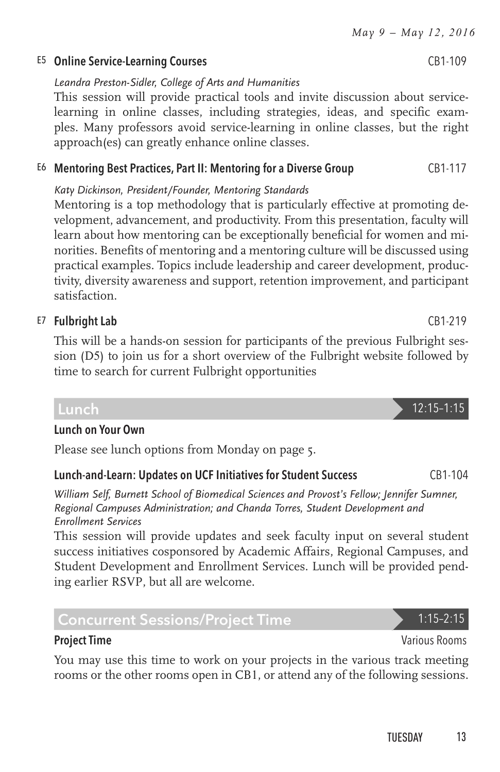### E5 Online Service-Learning Courses — CB1-109

*Leandra Preston-Sidler, College of Arts and Humanities*

This session will provide practical tools and invite discussion about service-learning in online classes, including strategies, ideas, and specific examples. Many professors avoid service-learning in online classes, but the right approach(es) can greatly enhance online classes.

### E6 Mentoring Best Practices, Part II: Mentoring for a Diverse Group — CB1-117

*Katy Dickinson, President/Founder, Mentoring Standards*

Mentoring is a top methodology that is particularly effective at promoting development, advancement, and productivity. From this presentation, faculty will learn about how mentoring can be exceptionally beneficial for women and minorities. Benefits of mentoring and a mentoring culture will be discussed using practical examples. Topics include leadership and career development, productivity, diversity awareness and support, retention improvement, and participant satisfaction.

### E7 Fulbright Lab — CB1-219

This will be a hands-on session for participants of the previous Fulbright session (D5) to join us for a short overview of the Fulbright website followed by time to search for current Fulbright opportunities

## Lunch — 12:15–1:15

### Lunch on Your Own

Please see lunch options from Monday on page 5.

### Lunch-and-Learn: Updates on UCF Initiatives for Student Success — CB1-104

*William Self, Burnett School of Biomedical Sciences and Provost's Fellow; Jennifer Sumner, Regional Campuses Administration; and Chanda Torres, Student Development and Enrollment Services*

This session will provide updates and seek faculty input on several student success initiatives cosponsored by Academic Affairs, Regional Campuses, and Student Development and Enrollment Services. Lunch will be provided pending earlier RSVP, but all are welcome.

## Concurrent Sessions/Project Time — 1:15–2:15

### Project Time — Various Rooms

You may use this time to work on your projects in the various track meeting rooms or the other rooms open in CB1, or attend any of the following sessions.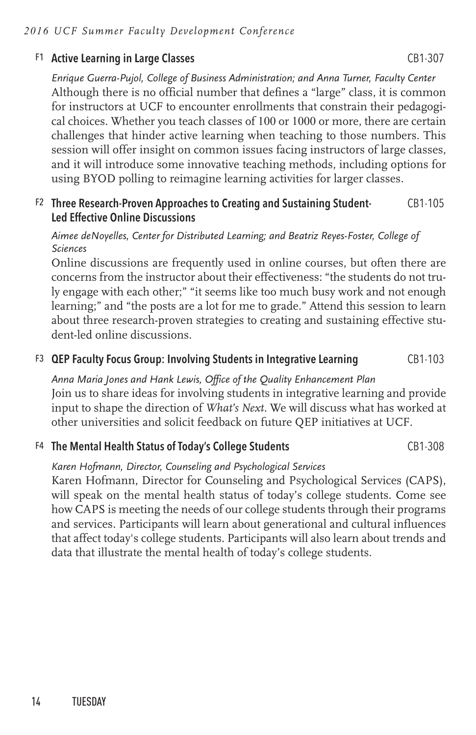### F1 Active Learning in Large Classes — CB1-307

*Enrique Guerra-Pujol, College of Business Administration; and Anna Turner, Faculty Center*

Although there is no official number that defines a "large" class, it is common for instructors at UCF to encounter enrollments that constrain their pedagogical choices. Whether you teach classes of 100 or 1000 or more, there are certain challenges that hinder active learning when teaching to those numbers. This session will offer insight on common issues facing instructors of large classes, and it will introduce some innovative teaching methods, including options for using BYOD polling to reimagine learning activities for larger classes.

### F2 Three Research-Proven Approaches to Creating and Sustaining Student-Led Effective Online Discussions — CB1-105

*Aimee deNoyelles, Center for Distributed Learning; and Beatriz Reyes-Foster, College of Sciences*

Online discussions are frequently used in online courses, but often there are concerns from the instructor about their effectiveness: "the students do not truly engage with each other;" "it seems like too much busy work and not enough learning;" and "the posts are a lot for me to grade." Attend this session to learn about three research-proven strategies to creating and sustaining effective student-led online discussions.

### F3 QEP Faculty Focus Group: Involving Students in Integrative Learning — CB1-103

*Anna Maria Jones and Hank Lewis, Office of the Quality Enhancement Plan*

Join us to share ideas for involving students in integrative learning and provide input to shape the direction of *What's Next*. We will discuss what has worked at other universities and solicit feedback on future QEP initiatives at UCF.

### F4 The Mental Health Status of Today's College Students — CB1-308

*Karen Hofmann, Director, Counseling and Psychological Services*

Karen Hofmann, Director for Counseling and Psychological Services (CAPS), will speak on the mental health status of today's college students. Come see how CAPS is meeting the needs of our college students through their programs and services. Participants will learn about generational and cultural influences that affect today's college students. Participants will also learn about trends and data that illustrate the mental health of today's college students.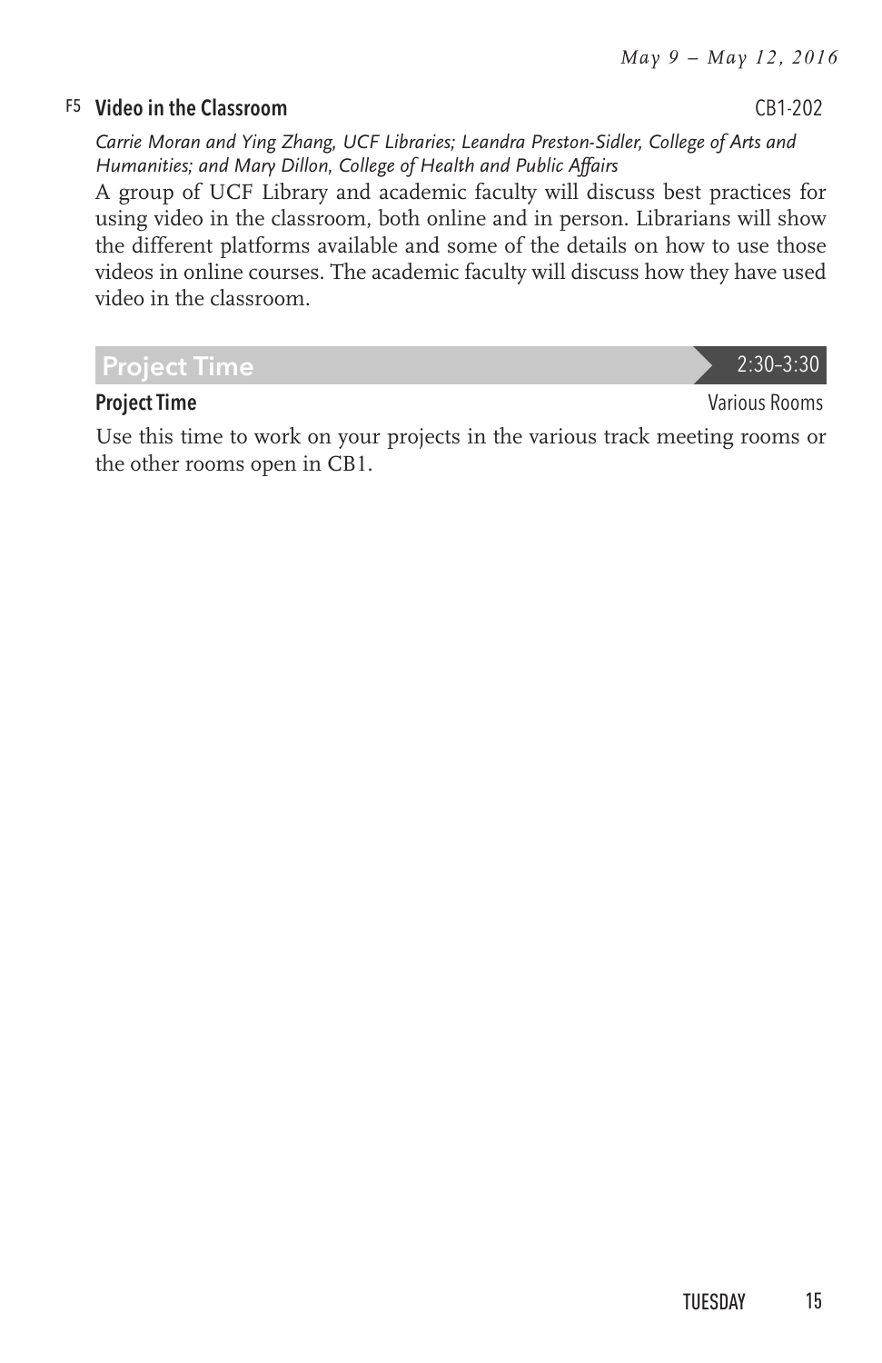### F5 Video in the Classroom — CB1-202

*Carrie Moran and Ying Zhang, UCF Libraries; Leandra Preston-Sidler, College of Arts and Humanities; and Mary Dillon, College of Health and Public Affairs*

A group of UCF Library and academic faculty will discuss best practices for using video in the classroom, both online and in person. Librarians will show the different platforms available and some of the details on how to use those videos in online courses. The academic faculty will discuss how they have used video in the classroom.

## Project Time — 2:30–3:30

### Project Time — Various Rooms

Use this time to work on your projects in the various track meeting rooms or the other rooms open in CB1.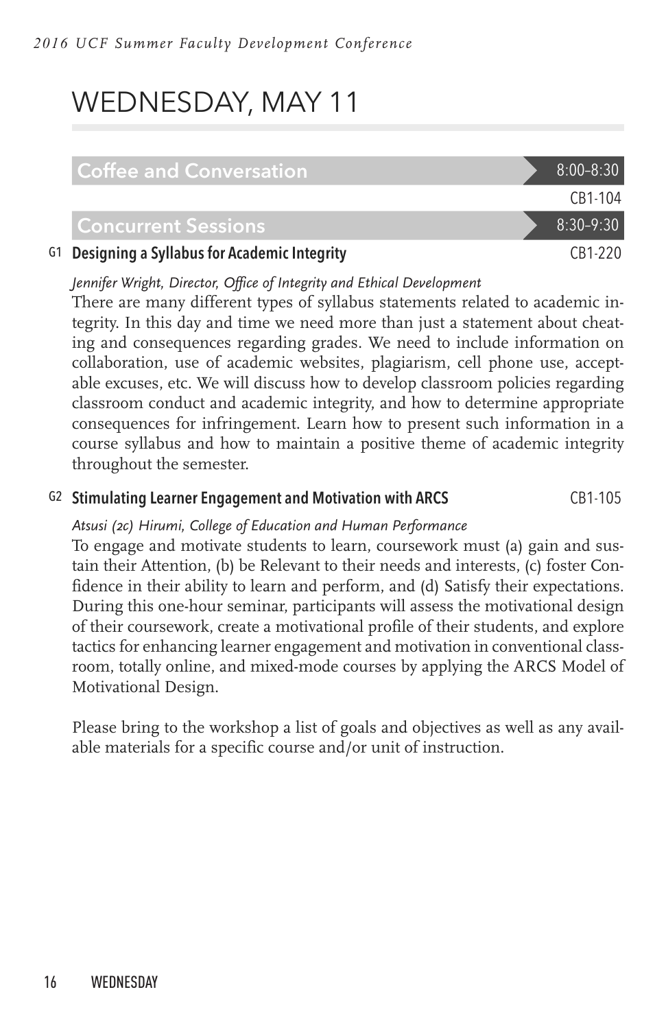# WEDNESDAY, MAY 11

## Coffee and Conversation — 8:00–8:30

CB1-104

## Concurrent Sessions — 8:30–9:30

### G1 Designing a Syllabus for Academic Integrity — CB1-220

*Jennifer Wright, Director, Office of Integrity and Ethical Development*

There are many different types of syllabus statements related to academic integrity. In this day and time we need more than just a statement about cheating and consequences regarding grades. We need to include information on collaboration, use of academic websites, plagiarism, cell phone use, acceptable excuses, etc. We will discuss how to develop classroom policies regarding classroom conduct and academic integrity, and how to determine appropriate consequences for infringement. Learn how to present such information in a course syllabus and how to maintain a positive theme of academic integrity throughout the semester.

### G2 Stimulating Learner Engagement and Motivation with ARCS — CB1-105

*Atsusi (2c) Hirumi, College of Education and Human Performance*

To engage and motivate students to learn, coursework must (a) gain and sustain their Attention, (b) be Relevant to their needs and interests, (c) foster Confidence in their ability to learn and perform, and (d) Satisfy their expectations. During this one-hour seminar, participants will assess the motivational design of their coursework, create a motivational profile of their students, and explore tactics for enhancing learner engagement and motivation in conventional classroom, totally online, and mixed-mode courses by applying the ARCS Model of Motivational Design.

Please bring to the workshop a list of goals and objectives as well as any available materials for a specific course and/or unit of instruction.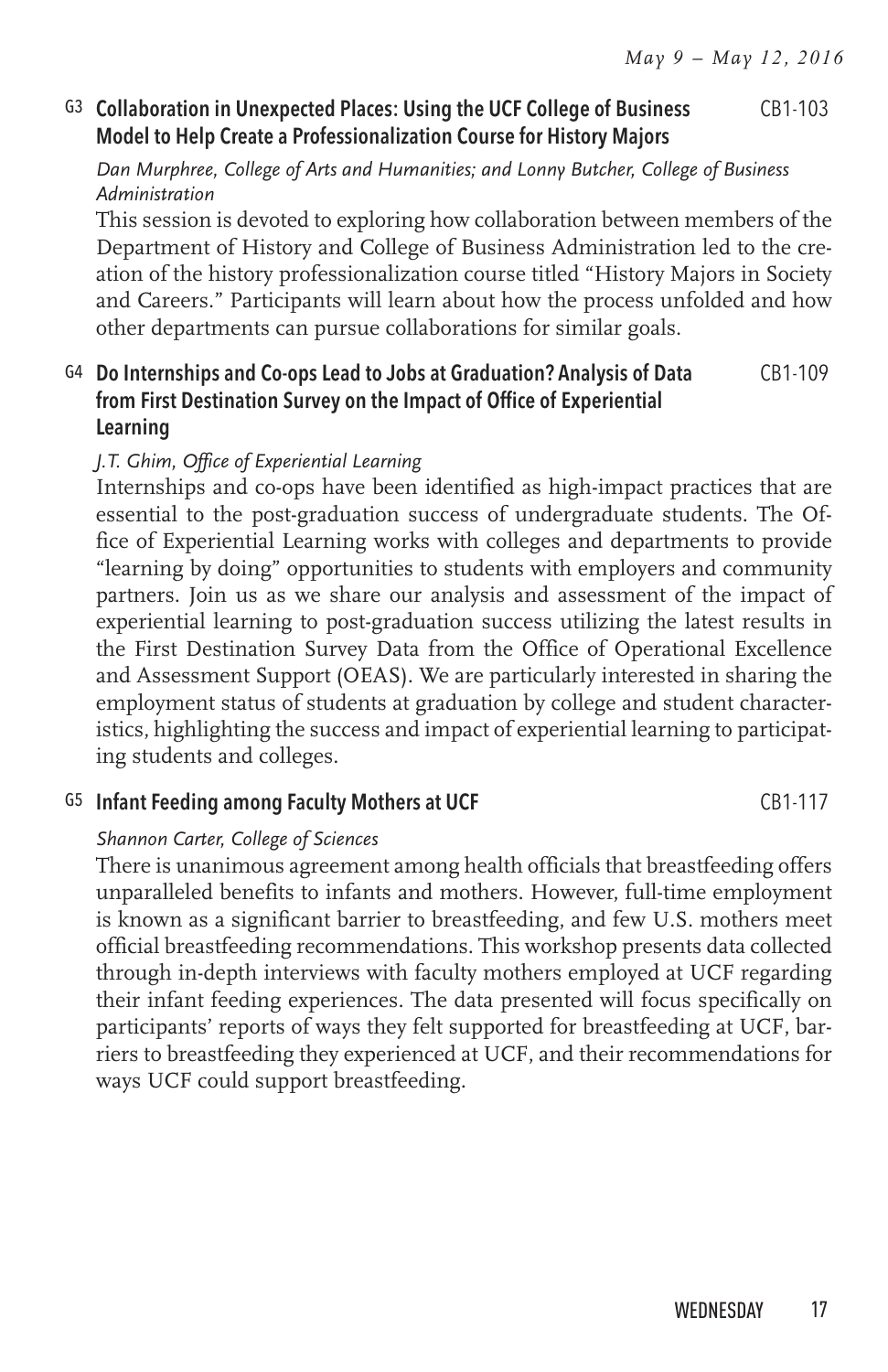### G3 Collaboration in Unexpected Places: Using the UCF College of Business Model to Help Create a Professionalization Course for History Majors — CB1-103

*Dan Murphree, College of Arts and Humanities; and Lonny Butcher, College of Business Administration*

This session is devoted to exploring how collaboration between members of the Department of History and College of Business Administration led to the creation of the history professionalization course titled "History Majors in Society and Careers." Participants will learn about how the process unfolded and how other departments can pursue collaborations for similar goals.

### G4 Do Internships and Co-ops Lead to Jobs at Graduation? Analysis of Data from First Destination Survey on the Impact of Office of Experiential Learning — CB1-109

*J.T. Ghim, Office of Experiential Learning*

Internships and co-ops have been identified as high-impact practices that are essential to the post-graduation success of undergraduate students. The Office of Experiential Learning works with colleges and departments to provide "learning by doing" opportunities to students with employers and community partners. Join us as we share our analysis and assessment of the impact of experiential learning to post-graduation success utilizing the latest results in the First Destination Survey Data from the Office of Operational Excellence and Assessment Support (OEAS). We are particularly interested in sharing the employment status of students at graduation by college and student characteristics, highlighting the success and impact of experiential learning to participating students and colleges.

### G5 Infant Feeding among Faculty Mothers at UCF — CB1-117

*Shannon Carter, College of Sciences*

There is unanimous agreement among health officials that breastfeeding offers unparalleled benefits to infants and mothers. However, full-time employment is known as a significant barrier to breastfeeding, and few U.S. mothers meet official breastfeeding recommendations. This workshop presents data collected through in-depth interviews with faculty mothers employed at UCF regarding their infant feeding experiences. The data presented will focus specifically on participants' reports of ways they felt supported for breastfeeding at UCF, barriers to breastfeeding they experienced at UCF, and their recommendations for ways UCF could support breastfeeding.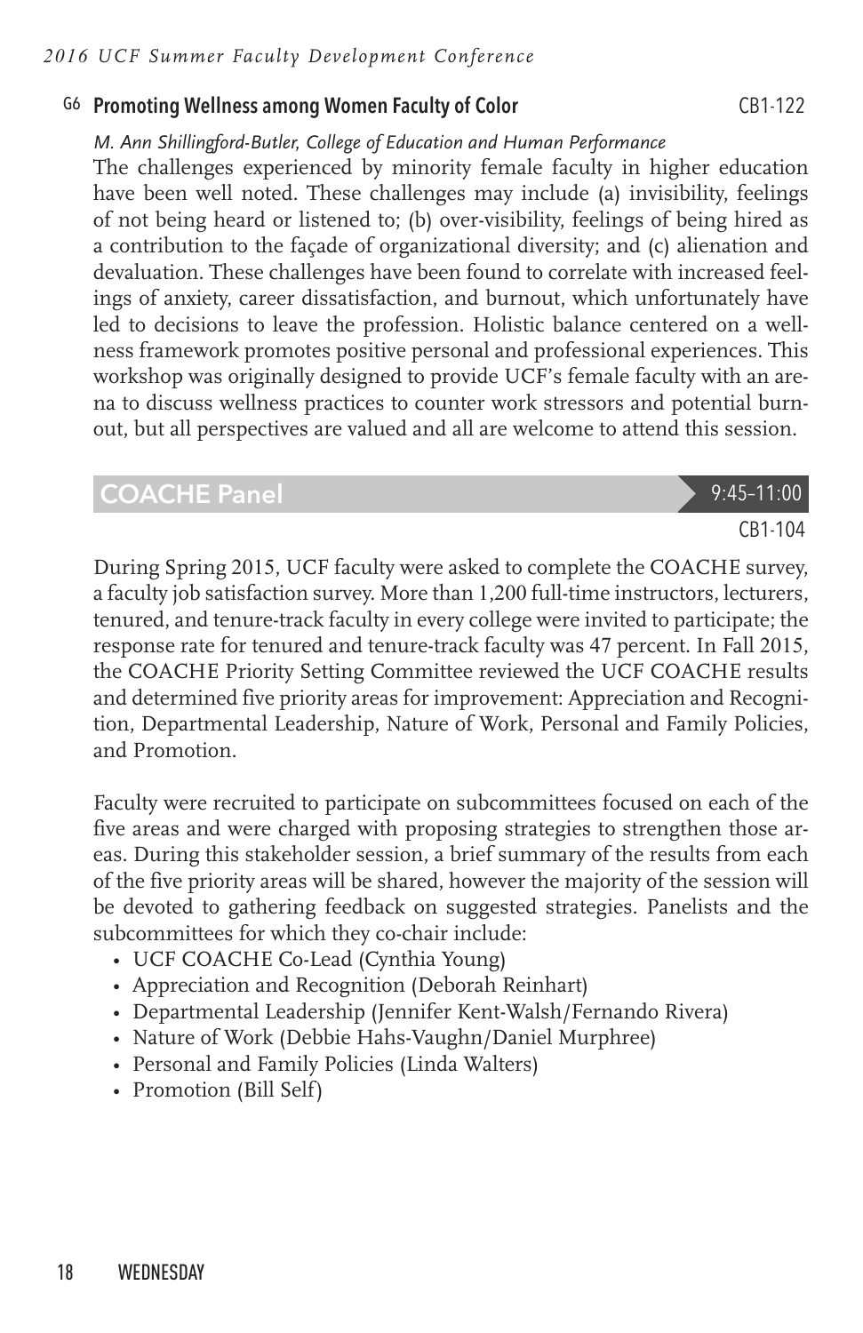### G6 Promoting Wellness among Women Faculty of Color

CB1-122

*M. Ann Shillingford-Butler, College of Education and Human Performance*

The challenges experienced by minority female faculty in higher education have been well noted. These challenges may include (a) invisibility, feelings of not being heard or listened to; (b) over-visibility, feelings of being hired as a contribution to the façade of organizational diversity; and (c) alienation and devaluation. These challenges have been found to correlate with increased feelings of anxiety, career dissatisfaction, and burnout, which unfortunately have led to decisions to leave the profession. Holistic balance centered on a wellness framework promotes positive personal and professional experiences. This workshop was originally designed to provide UCF's female faculty with an arena to discuss wellness practices to counter work stressors and potential burnout, but all perspectives are valued and all are welcome to attend this session.

## COACHE Panel

9:45–11:00

CB1-104

During Spring 2015, UCF faculty were asked to complete the COACHE survey, a faculty job satisfaction survey. More than 1,200 full-time instructors, lecturers, tenured, and tenure-track faculty in every college were invited to participate; the response rate for tenured and tenure-track faculty was 47 percent. In Fall 2015, the COACHE Priority Setting Committee reviewed the UCF COACHE results and determined five priority areas for improvement: Appreciation and Recognition, Departmental Leadership, Nature of Work, Personal and Family Policies, and Promotion.

Faculty were recruited to participate on subcommittees focused on each of the five areas and were charged with proposing strategies to strengthen those areas. During this stakeholder session, a brief summary of the results from each of the five priority areas will be shared, however the majority of the session will be devoted to gathering feedback on suggested strategies. Panelists and the subcommittees for which they co-chair include:

- UCF COACHE Co-Lead (Cynthia Young)
- Appreciation and Recognition (Deborah Reinhart)
- Departmental Leadership (Jennifer Kent-Walsh/Fernando Rivera)
- Nature of Work (Debbie Hahs-Vaughn/Daniel Murphree)
- Personal and Family Policies (Linda Walters)
- Promotion (Bill Self)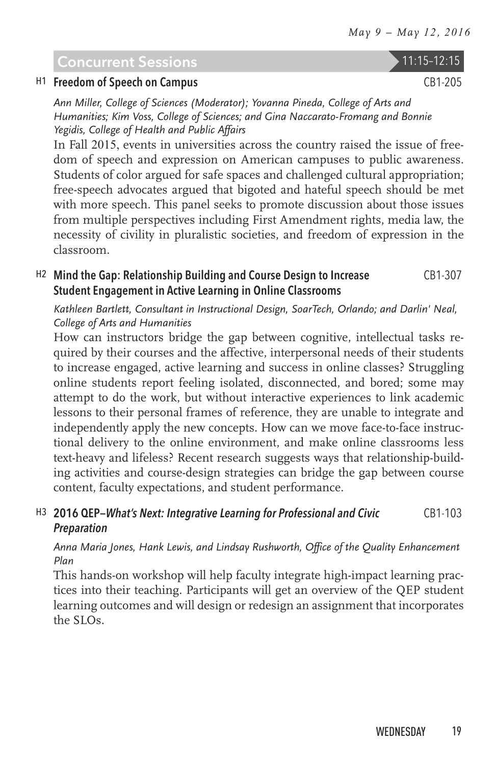## Concurrent Sessions 11:15–12:15

### H1 Freedom of Speech on Campus — CB1-205

*Ann Miller, College of Sciences (Moderator); Yovanna Pineda, College of Arts and Humanities; Kim Voss, College of Sciences; and Gina Naccarato-Fromang and Bonnie Yegidis, College of Health and Public Affairs*

In Fall 2015, events in universities across the country raised the issue of freedom of speech and expression on American campuses to public awareness. Students of color argued for safe spaces and challenged cultural appropriation; free-speech advocates argued that bigoted and hateful speech should be met with more speech. This panel seeks to promote discussion about those issues from multiple perspectives including First Amendment rights, media law, the necessity of civility in pluralistic societies, and freedom of expression in the classroom.

### H2 Mind the Gap: Relationship Building and Course Design to Increase Student Engagement in Active Learning in Online Classrooms — CB1-307

*Kathleen Bartlett, Consultant in Instructional Design, SoarTech, Orlando; and Darlin' Neal, College of Arts and Humanities*

How can instructors bridge the gap between cognitive, intellectual tasks required by their courses and the affective, interpersonal needs of their students to increase engaged, active learning and success in online classes? Struggling online students report feeling isolated, disconnected, and bored; some may attempt to do the work, but without interactive experiences to link academic lessons to their personal frames of reference, they are unable to integrate and independently apply the new concepts. How can we move face-to-face instructional delivery to the online environment, and make online classrooms less text-heavy and lifeless? Recent research suggests ways that relationship-building activities and course-design strategies can bridge the gap between course content, faculty expectations, and student performance.

### H3 2016 QEP–*What's Next: Integrative Learning for Professional and Civic Preparation* — CB1-103

*Anna Maria Jones, Hank Lewis, and Lindsay Rushworth, Office of the Quality Enhancement Plan*

This hands-on workshop will help faculty integrate high-impact learning practices into their teaching. Participants will get an overview of the QEP student learning outcomes and will design or redesign an assignment that incorporates the SLOs.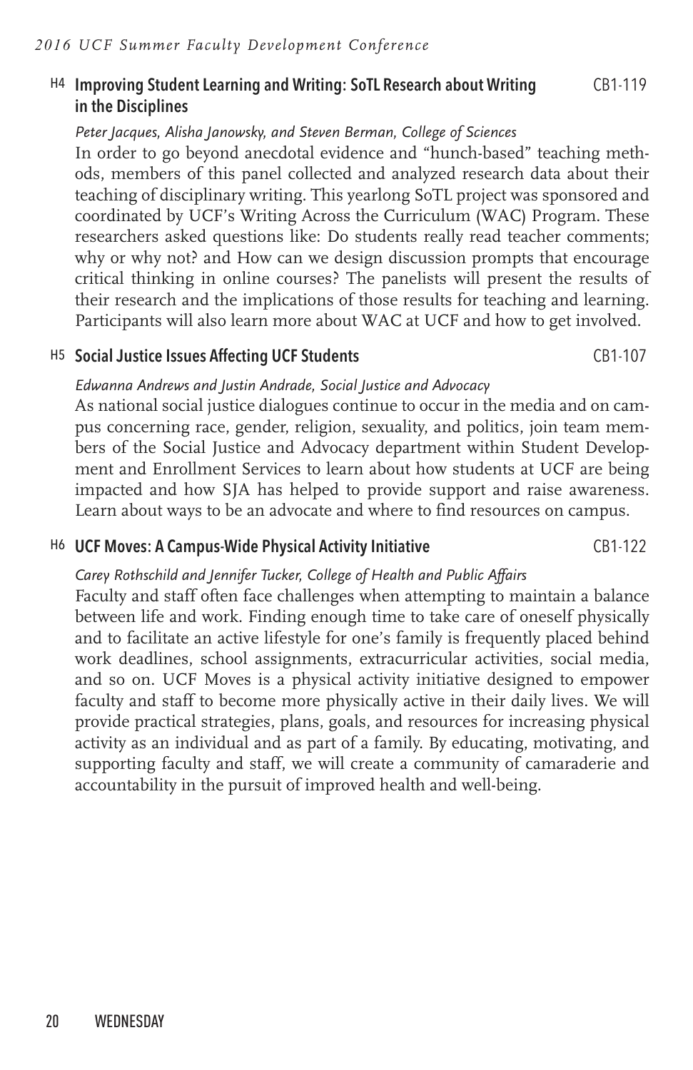### H4 Improving Student Learning and Writing: SoTL Research about Writing in the Disciplines — CB1-119

*Peter Jacques, Alisha Janowsky, and Steven Berman, College of Sciences*

In order to go beyond anecdotal evidence and "hunch-based" teaching methods, members of this panel collected and analyzed research data about their teaching of disciplinary writing. This yearlong SoTL project was sponsored and coordinated by UCF's Writing Across the Curriculum (WAC) Program. These researchers asked questions like: Do students really read teacher comments; why or why not? and How can we design discussion prompts that encourage critical thinking in online courses? The panelists will present the results of their research and the implications of those results for teaching and learning. Participants will also learn more about WAC at UCF and how to get involved.

### H5 Social Justice Issues Affecting UCF Students — CB1-107

*Edwanna Andrews and Justin Andrade, Social Justice and Advocacy*

As national social justice dialogues continue to occur in the media and on campus concerning race, gender, religion, sexuality, and politics, join team members of the Social Justice and Advocacy department within Student Development and Enrollment Services to learn about how students at UCF are being impacted and how SJA has helped to provide support and raise awareness. Learn about ways to be an advocate and where to find resources on campus.

### H6 UCF Moves: A Campus-Wide Physical Activity Initiative — CB1-122

*Carey Rothschild and Jennifer Tucker, College of Health and Public Affairs*

Faculty and staff often face challenges when attempting to maintain a balance between life and work. Finding enough time to take care of oneself physically and to facilitate an active lifestyle for one's family is frequently placed behind work deadlines, school assignments, extracurricular activities, social media, and so on. UCF Moves is a physical activity initiative designed to empower faculty and staff to become more physically active in their daily lives. We will provide practical strategies, plans, goals, and resources for increasing physical activity as an individual and as part of a family. By educating, motivating, and supporting faculty and staff, we will create a community of camaraderie and accountability in the pursuit of improved health and well-being.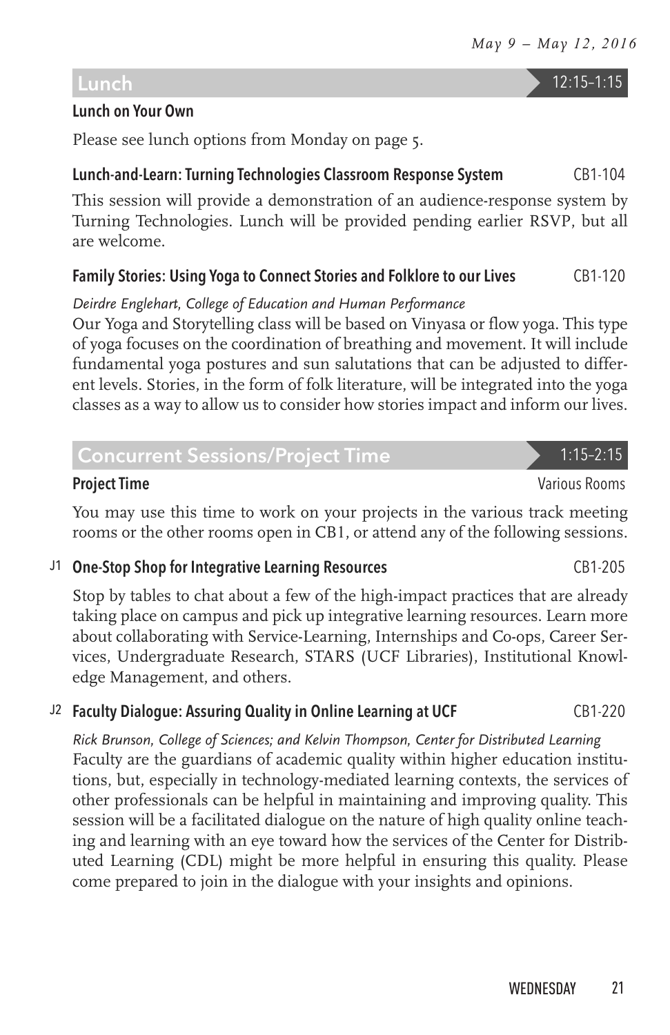## Lunch 12:15–1:15

### Lunch on Your Own

Please see lunch options from Monday on page 5.

### Lunch-and-Learn: Turning Technologies Classroom Response System — CB1-104

This session will provide a demonstration of an audience-response system by Turning Technologies. Lunch will be provided pending earlier RSVP, but all are welcome.

### Family Stories: Using Yoga to Connect Stories and Folklore to our Lives — CB1-120

*Deirdre Englehart, College of Education and Human Performance*

Our Yoga and Storytelling class will be based on Vinyasa or flow yoga. This type of yoga focuses on the coordination of breathing and movement. It will include fundamental yoga postures and sun salutations that can be adjusted to different levels. Stories, in the form of folk literature, will be integrated into the yoga classes as a way to allow us to consider how stories impact and inform our lives.

## Concurrent Sessions/Project Time 1:15–2:15

### Project Time — Various Rooms

You may use this time to work on your projects in the various track meeting rooms or the other rooms open in CB1, or attend any of the following sessions.

### J1 One-Stop Shop for Integrative Learning Resources — CB1-205

Stop by tables to chat about a few of the high-impact practices that are already taking place on campus and pick up integrative learning resources. Learn more about collaborating with Service-Learning, Internships and Co-ops, Career Services, Undergraduate Research, STARS (UCF Libraries), Institutional Knowledge Management, and others.

### J2 Faculty Dialogue: Assuring Quality in Online Learning at UCF — CB1-220

*Rick Brunson, College of Sciences; and Kelvin Thompson, Center for Distributed Learning*

Faculty are the guardians of academic quality within higher education institutions, but, especially in technology-mediated learning contexts, the services of other professionals can be helpful in maintaining and improving quality. This session will be a facilitated dialogue on the nature of high quality online teaching and learning with an eye toward how the services of the Center for Distributed Learning (CDL) might be more helpful in ensuring this quality. Please come prepared to join in the dialogue with your insights and opinions.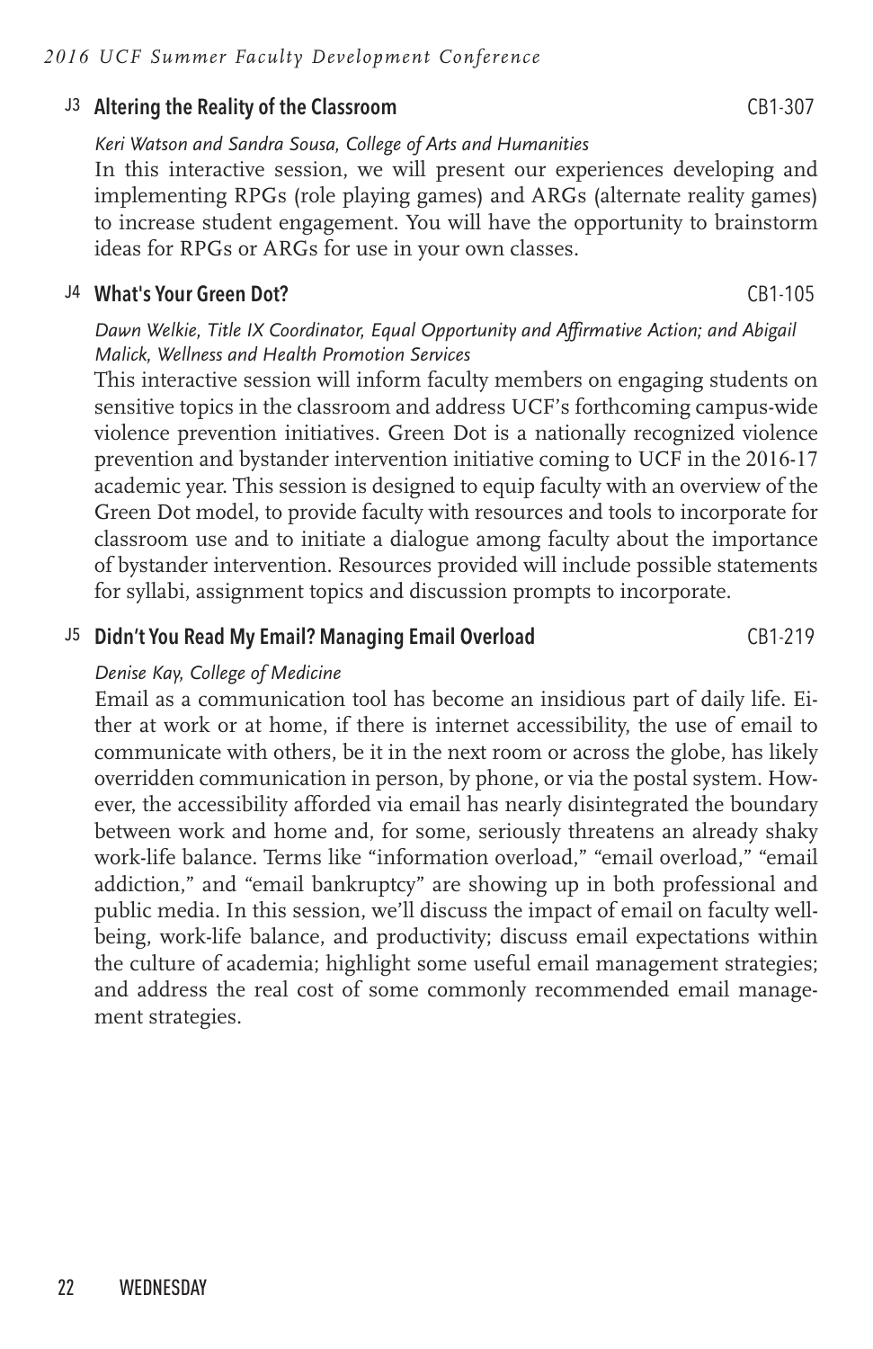### J3 Altering the Reality of the Classroom — CB1-307

*Keri Watson and Sandra Sousa, College of Arts and Humanities*

In this interactive session, we will present our experiences developing and implementing RPGs (role playing games) and ARGs (alternate reality games) to increase student engagement. You will have the opportunity to brainstorm ideas for RPGs or ARGs for use in your own classes.

### J4 What's Your Green Dot? — CB1-105

*Dawn Welkie, Title IX Coordinator, Equal Opportunity and Affirmative Action; and Abigail Malick, Wellness and Health Promotion Services*

This interactive session will inform faculty members on engaging students on sensitive topics in the classroom and address UCF's forthcoming campus-wide violence prevention initiatives. Green Dot is a nationally recognized violence prevention and bystander intervention initiative coming to UCF in the 2016-17 academic year. This session is designed to equip faculty with an overview of the Green Dot model, to provide faculty with resources and tools to incorporate for classroom use and to initiate a dialogue among faculty about the importance of bystander intervention. Resources provided will include possible statements for syllabi, assignment topics and discussion prompts to incorporate.

### J5 Didn't You Read My Email? Managing Email Overload — CB1-219

*Denise Kay, College of Medicine*

Email as a communication tool has become an insidious part of daily life. Either at work or at home, if there is internet accessibility, the use of email to communicate with others, be it in the next room or across the globe, has likely overridden communication in person, by phone, or via the postal system. However, the accessibility afforded via email has nearly disintegrated the boundary between work and home and, for some, seriously threatens an already shaky work-life balance. Terms like "information overload," "email overload," "email addiction," and "email bankruptcy" are showing up in both professional and public media. In this session, we'll discuss the impact of email on faculty well-being, work-life balance, and productivity; discuss email expectations within the culture of academia; highlight some useful email management strategies; and address the real cost of some commonly recommended email management strategies.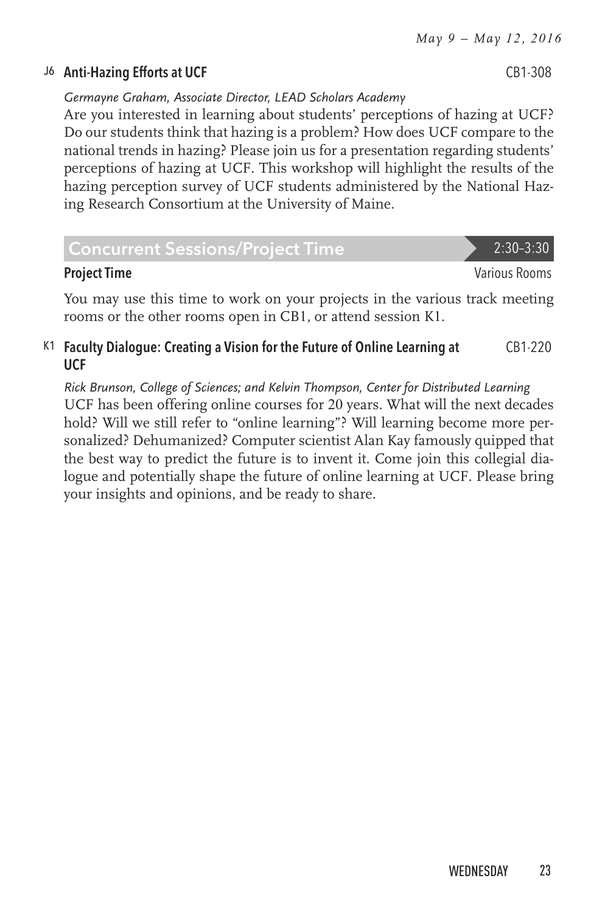### J6 Anti-Hazing Efforts at UCF

CB1-308

*Germayne Graham, Associate Director, LEAD Scholars Academy*

Are you interested in learning about students' perceptions of hazing at UCF? Do our students think that hazing is a problem? How does UCF compare to the national trends in hazing? Please join us for a presentation regarding students' perceptions of hazing at UCF. This workshop will highlight the results of the hazing perception survey of UCF students administered by the National Hazing Research Consortium at the University of Maine.

## Concurrent Sessions/Project Time

2:30–3:30

### Project Time

Various Rooms

You may use this time to work on your projects in the various track meeting rooms or the other rooms open in CB1, or attend session K1.

### K1 Faculty Dialogue: Creating a Vision for the Future of Online Learning at UCF

CB1-220

*Rick Brunson, College of Sciences; and Kelvin Thompson, Center for Distributed Learning*

UCF has been offering online courses for 20 years. What will the next decades hold? Will we still refer to "online learning"? Will learning become more personalized? Dehumanized? Computer scientist Alan Kay famously quipped that the best way to predict the future is to invent it. Come join this collegial dialogue and potentially shape the future of online learning at UCF. Please bring your insights and opinions, and be ready to share.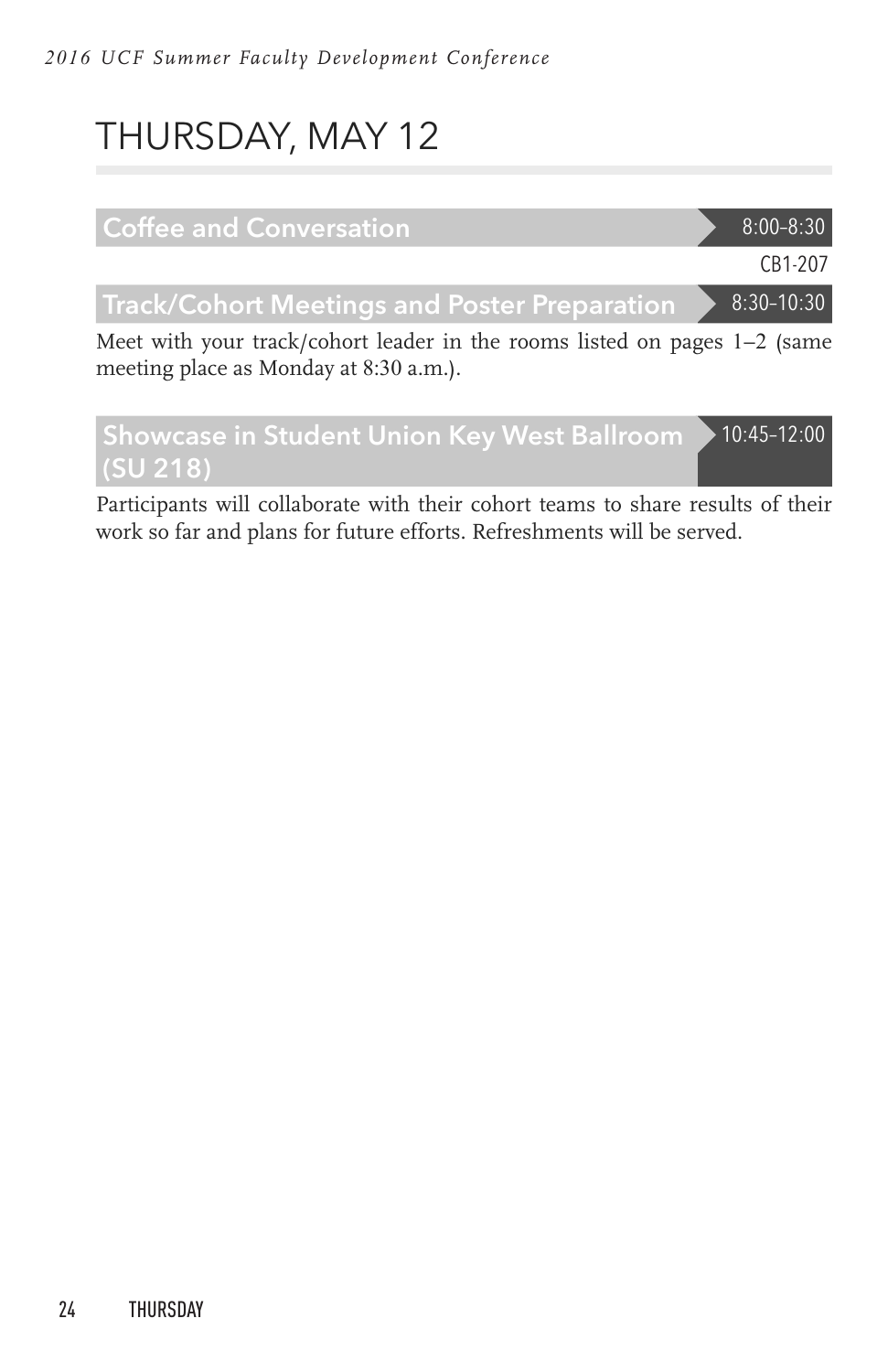# THURSDAY, MAY 12

## Coffee and Conversation

8:00–8:30

CB1-207

## Track/Cohort Meetings and Poster Preparation

8:30–10:30

Meet with your track/cohort leader in the rooms listed on pages 1–2 (same meeting place as Monday at 8:30 a.m.).

## Showcase in Student Union Key West Ballroom (SU 218)

10:45–12:00

Participants will collaborate with their cohort teams to share results of their work so far and plans for future efforts. Refreshments will be served.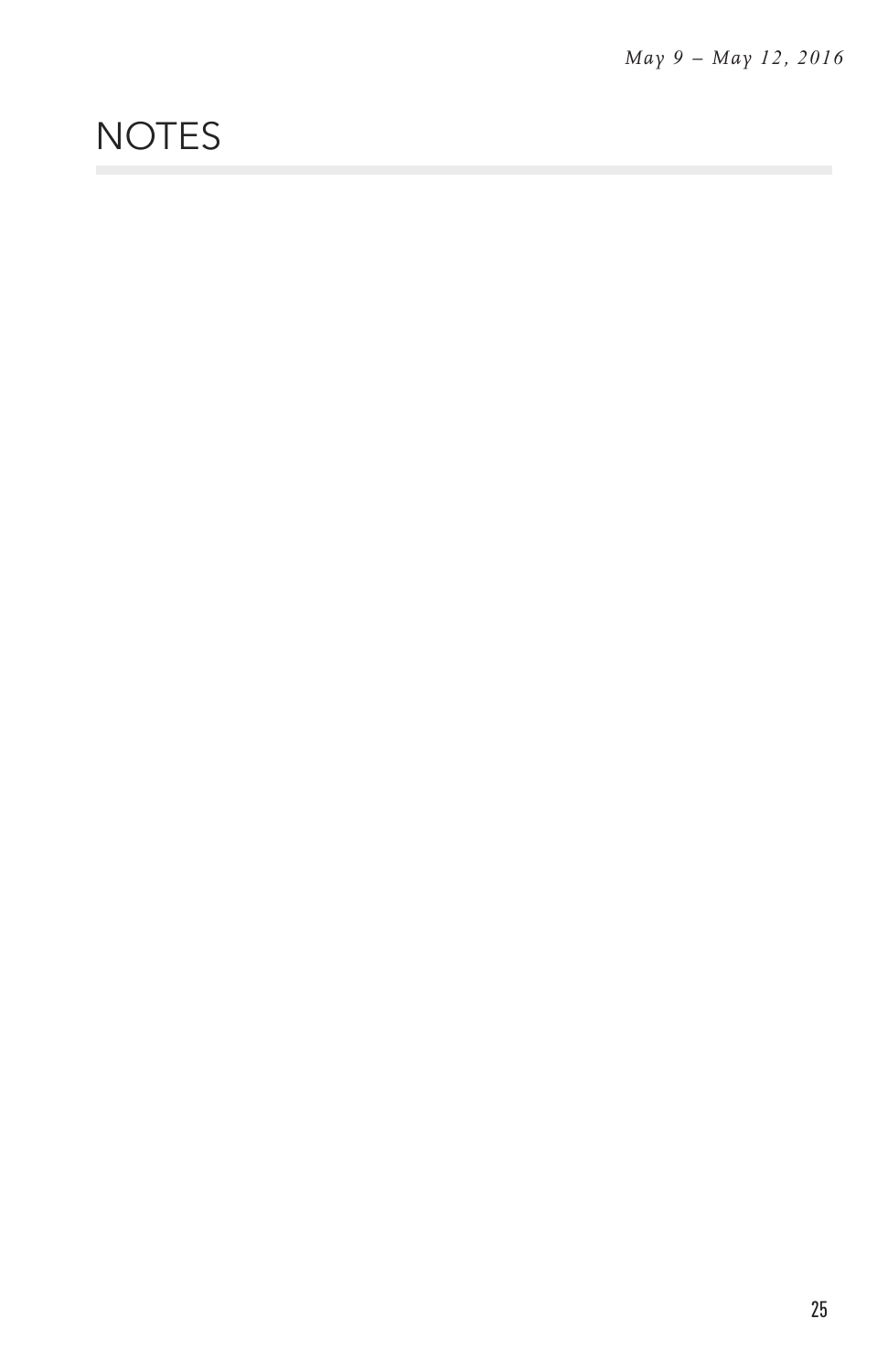# NOTES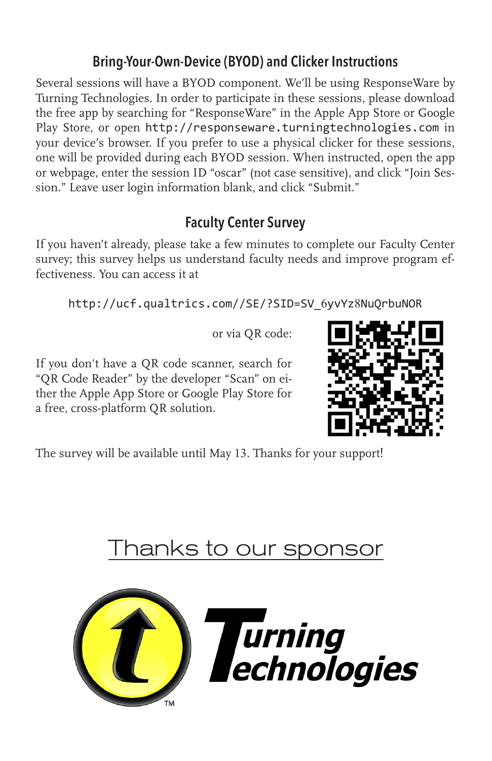## Bring-Your-Own-Device (BYOD) and Clicker Instructions

Several sessions will have a BYOD component. We'll be using ResponseWare by Turning Technologies. In order to participate in these sessions, please download the free app by searching for "ResponseWare" in the Apple App Store or Google Play Store, or open `http://responseware.turningtechnologies.com` in your device's browser. If you prefer to use a physical clicker for these sessions, one will be provided during each BYOD session. When instructed, open the app or webpage, enter the session ID "oscar" (not case sensitive), and click "Join Session." Leave user login information blank, and click "Submit."

## Faculty Center Survey

If you haven't already, please take a few minutes to complete our Faculty Center survey; this survey helps us understand faculty needs and improve program effectiveness. You can access it at

`http://ucf.qualtrics.com//SE/?SID=SV_6yvYz8NuQrbuNOR`

or via QR code:

If you don't have a QR code scanner, search for "QR Code Reader" by the developer "Scan" on either the Apple App Store or Google Play Store for a free, cross-platform QR solution.

The survey will be available until May 13. Thanks for your support!

# Thanks to our sponsor

Turning Technologies™